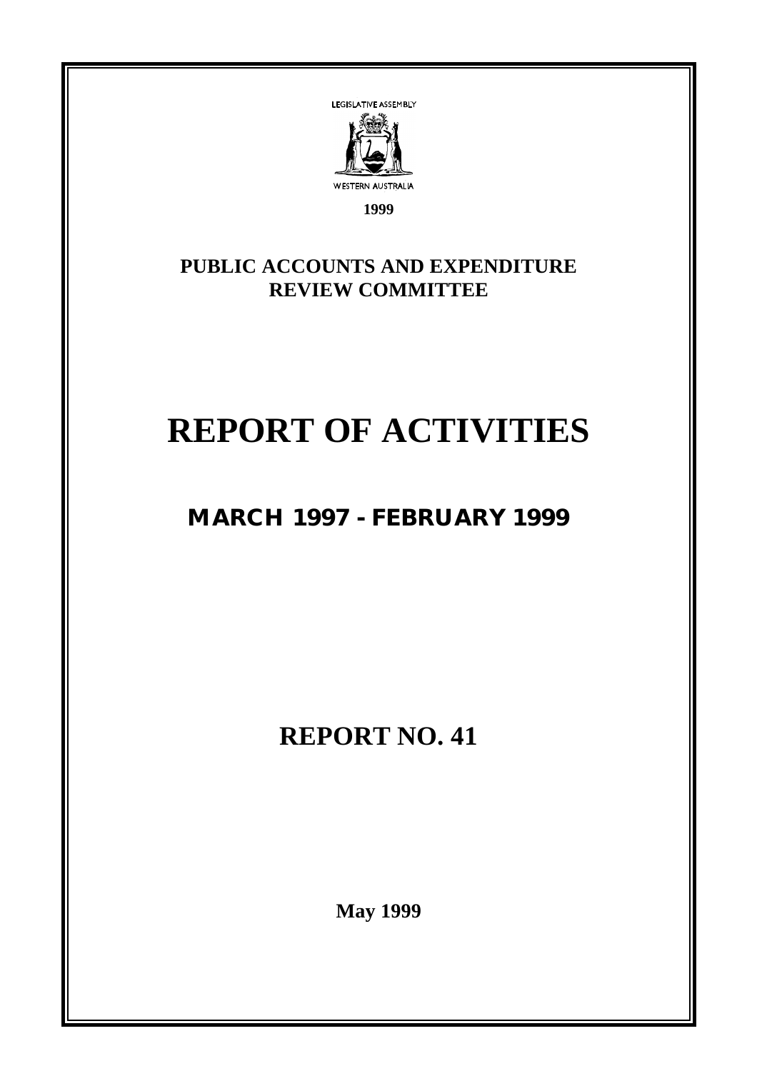LEGISLATIVE ASSEMBLY

WESTERN AUSTRALIA

**1999**

**PUBLIC ACCOUNTS AND EXPENDITURE REVIEW COMMITTEE**

# REPORT OF ACTIVITIES

## MARCH 1997 - FEBRUARY 1999

## REPORT NO. 41

**May 1999**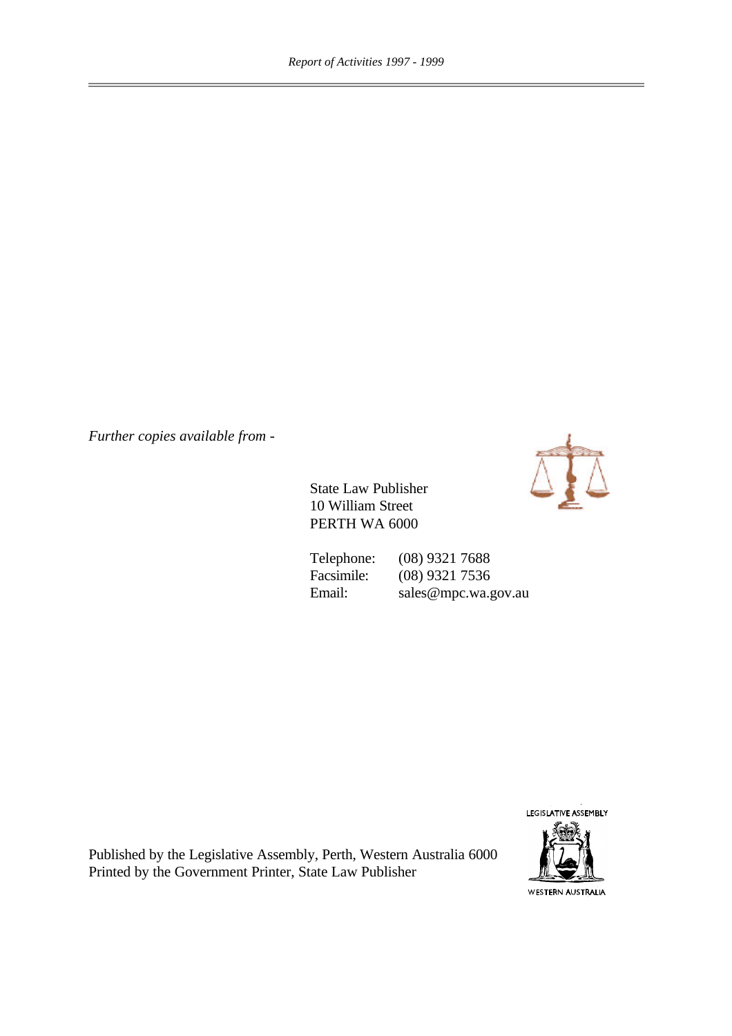*Further copies available from -*

State Law Publisher
10 William Street
PERTH WA 6000

| | |
|---|---|
| Telephone: | (08) 9321 7688 |
| Facsimile: | (08) 9321 7536 |
| Email: | sales@mpc.wa.gov.au |

LEGISLATIVE ASSEMBLY
WESTERN AUSTRALIA

Published by the Legislative Assembly, Perth, Western Australia 6000
Printed by the Government Printer, State Law Publisher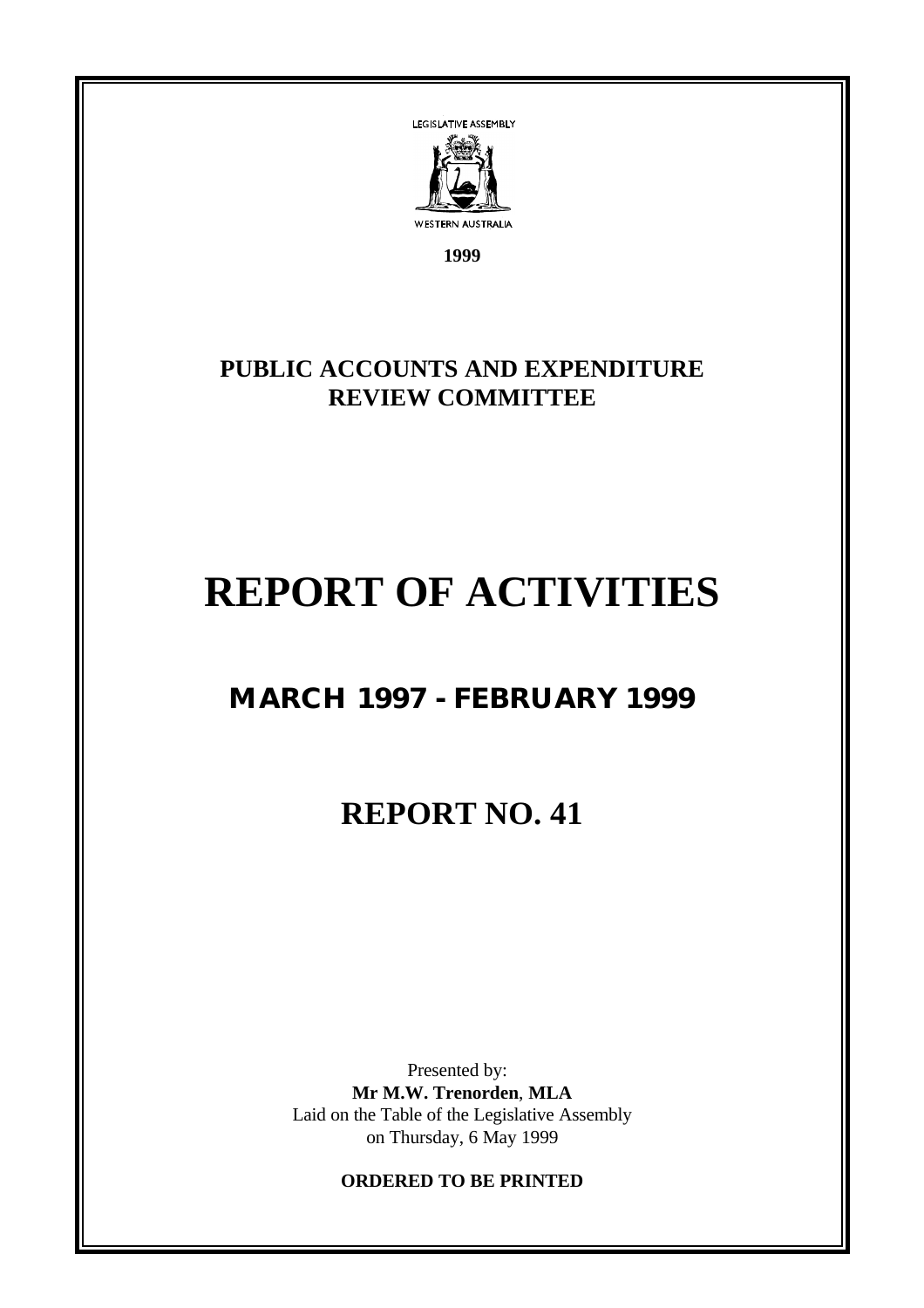LEGISLATIVE ASSEMBLY

WESTERN AUSTRALIA

**1999**

## PUBLIC ACCOUNTS AND EXPENDITURE REVIEW COMMITTEE

# REPORT OF ACTIVITIES

## MARCH 1997 - FEBRUARY 1999

## REPORT NO. 41

Presented by:
**Mr M.W. Trenorden**, **MLA**
Laid on the Table of the Legislative Assembly
on Thursday, 6 May 1999

**ORDERED TO BE PRINTED**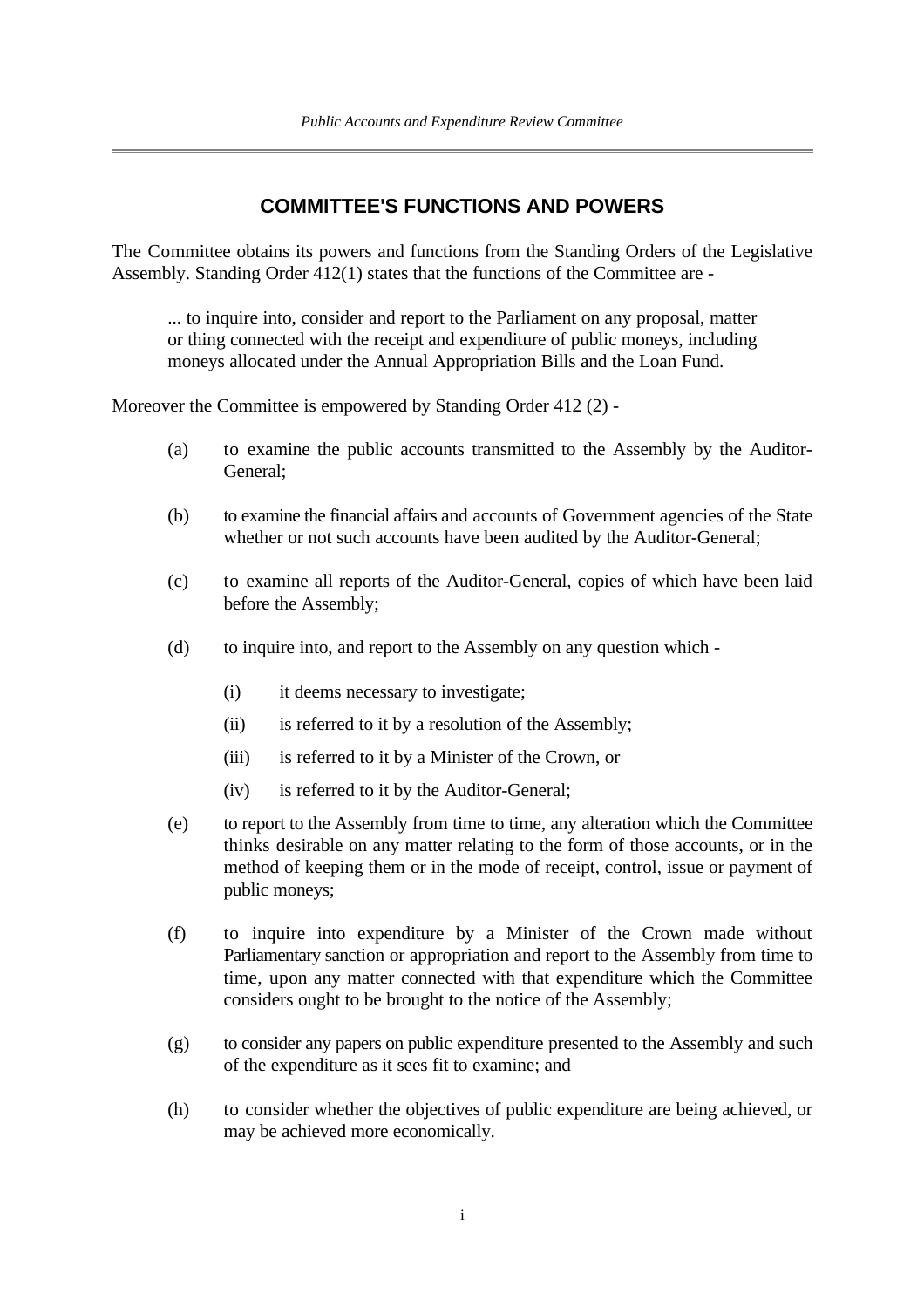## COMMITTEE'S FUNCTIONS AND POWERS

The Committee obtains its powers and functions from the Standing Orders of the Legislative Assembly. Standing Order 412(1) states that the functions of the Committee are -

> ... to inquire into, consider and report to the Parliament on any proposal, matter or thing connected with the receipt and expenditure of public moneys, including moneys allocated under the Annual Appropriation Bills and the Loan Fund.

Moreover the Committee is empowered by Standing Order 412 (2) -

(a) to examine the public accounts transmitted to the Assembly by the Auditor-General;

(b) to examine the financial affairs and accounts of Government agencies of the State whether or not such accounts have been audited by the Auditor-General;

(c) to examine all reports of the Auditor-General, copies of which have been laid before the Assembly;

(d) to inquire into, and report to the Assembly on any question which -

  (i) it deems necessary to investigate;

  (ii) is referred to it by a resolution of the Assembly;

  (iii) is referred to it by a Minister of the Crown, or

  (iv) is referred to it by the Auditor-General;

(e) to report to the Assembly from time to time, any alteration which the Committee thinks desirable on any matter relating to the form of those accounts, or in the method of keeping them or in the mode of receipt, control, issue or payment of public moneys;

(f) to inquire into expenditure by a Minister of the Crown made without Parliamentary sanction or appropriation and report to the Assembly from time to time, upon any matter connected with that expenditure which the Committee considers ought to be brought to the notice of the Assembly;

(g) to consider any papers on public expenditure presented to the Assembly and such of the expenditure as it sees fit to examine; and

(h) to consider whether the objectives of public expenditure are being achieved, or may be achieved more economically.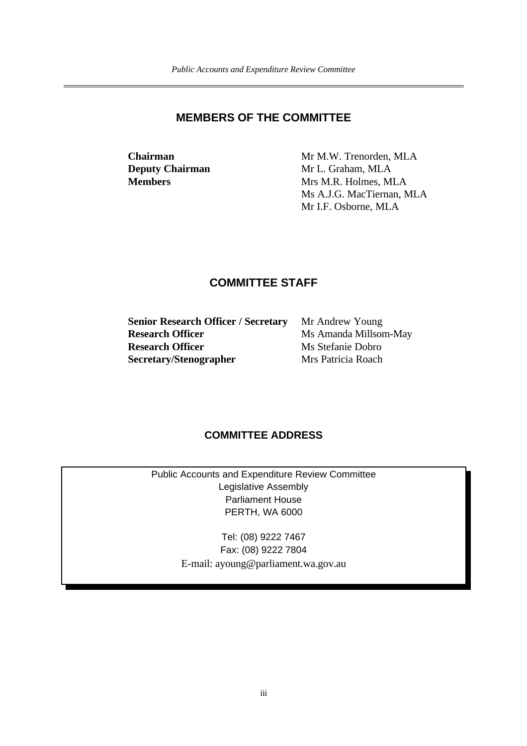## MEMBERS OF THE COMMITTEE

| | |
|---|---|
| **Chairman** | Mr M.W. Trenorden, MLA |
| **Deputy Chairman** | Mr L. Graham, MLA |
| **Members** | Mrs M.R. Holmes, MLA |
| | Ms A.J.G. MacTiernan, MLA |
| | Mr I.F. Osborne, MLA |

## COMMITTEE STAFF

| | |
|---|---|
| **Senior Research Officer / Secretary** | Mr Andrew Young |
| **Research Officer** | Ms Amanda Millsom-May |
| **Research Officer** | Ms Stefanie Dobro |
| **Secretary/Stenographer** | Mrs Patricia Roach |

## COMMITTEE ADDRESS

Public Accounts and Expenditure Review Committee
Legislative Assembly
Parliament House
PERTH, WA 6000

Tel: (08) 9222 7467
Fax: (08) 9222 7804
E-mail: ayoung@parliament.wa.gov.au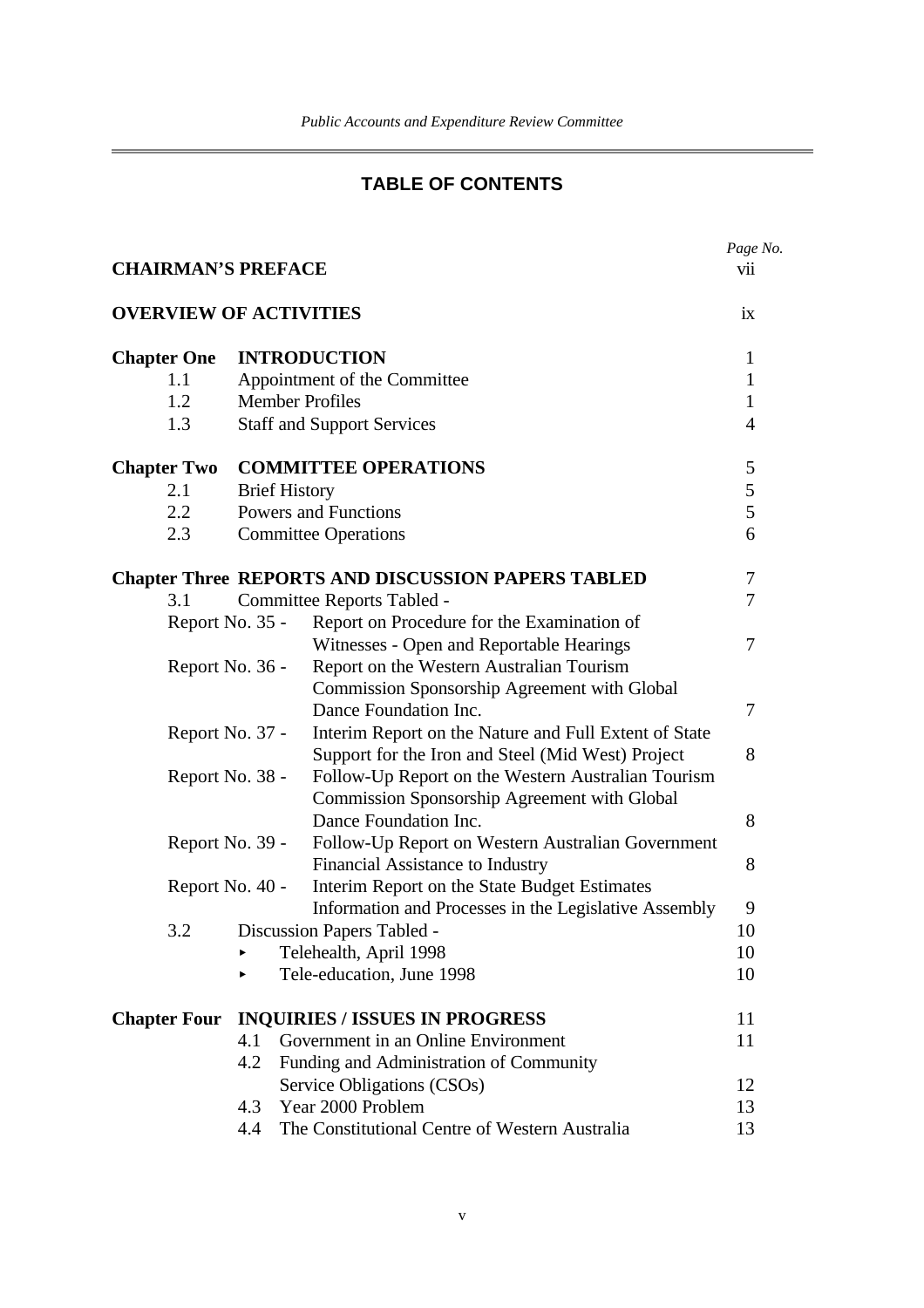## TABLE OF CONTENTS

| | | Page No. |
|---|---|---|
| **CHAIRMAN'S PREFACE** | | vii |
| **OVERVIEW OF ACTIVITIES** | | ix |
| **Chapter One** | **INTRODUCTION** | 1 |
| 1.1 | Appointment of the Committee | 1 |
| 1.2 | Member Profiles | 1 |
| 1.3 | Staff and Support Services | 4 |
| **Chapter Two** | **COMMITTEE OPERATIONS** | 5 |
| 2.1 | Brief History | 5 |
| 2.2 | Powers and Functions | 5 |
| 2.3 | Committee Operations | 6 |
| **Chapter Three** | **REPORTS AND DISCUSSION PAPERS TABLED** | 7 |
| 3.1 | Committee Reports Tabled - | 7 |
| Report No. 35 - | Report on Procedure for the Examination of Witnesses - Open and Reportable Hearings | 7 |
| Report No. 36 - | Report on the Western Australian Tourism Commission Sponsorship Agreement with Global Dance Foundation Inc. | 7 |
| Report No. 37 - | Interim Report on the Nature and Full Extent of State Support for the Iron and Steel (Mid West) Project | 8 |
| Report No. 38 - | Follow-Up Report on the Western Australian Tourism Commission Sponsorship Agreement with Global Dance Foundation Inc. | 8 |
| Report No. 39 - | Follow-Up Report on Western Australian Government Financial Assistance to Industry | 8 |
| Report No. 40 - | Interim Report on the State Budget Estimates Information and Processes in the Legislative Assembly | 9 |
| 3.2 | Discussion Papers Tabled - | 10 |
| | ‣ Telehealth, April 1998 | 10 |
| | ‣ Tele-education, June 1998 | 10 |
| **Chapter Four** | **INQUIRIES / ISSUES IN PROGRESS** | 11 |
| | 4.1 Government in an Online Environment | 11 |
| | 4.2 Funding and Administration of Community Service Obligations (CSOs) | 12 |
| | 4.3 Year 2000 Problem | 13 |
| | 4.4 The Constitutional Centre of Western Australia | 13 |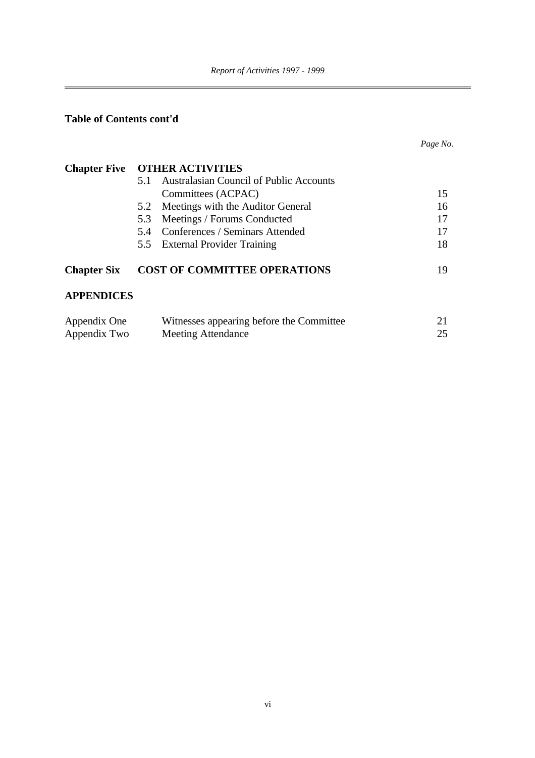**Table of Contents cont'd**

| | | *Page No.* |
|---|---|---|
| **Chapter Five** | **OTHER ACTIVITIES** | |
| | 5.1 Australasian Council of Public Accounts Committees (ACPAC) | 15 |
| | 5.2 Meetings with the Auditor General | 16 |
| | 5.3 Meetings / Forums Conducted | 17 |
| | 5.4 Conferences / Seminars Attended | 17 |
| | 5.5 External Provider Training | 18 |
| **Chapter Six** | **COST OF COMMITTEE OPERATIONS** | 19 |
| **APPENDICES** | | |
| Appendix One | Witnesses appearing before the Committee | 21 |
| Appendix Two | Meeting Attendance | 25 |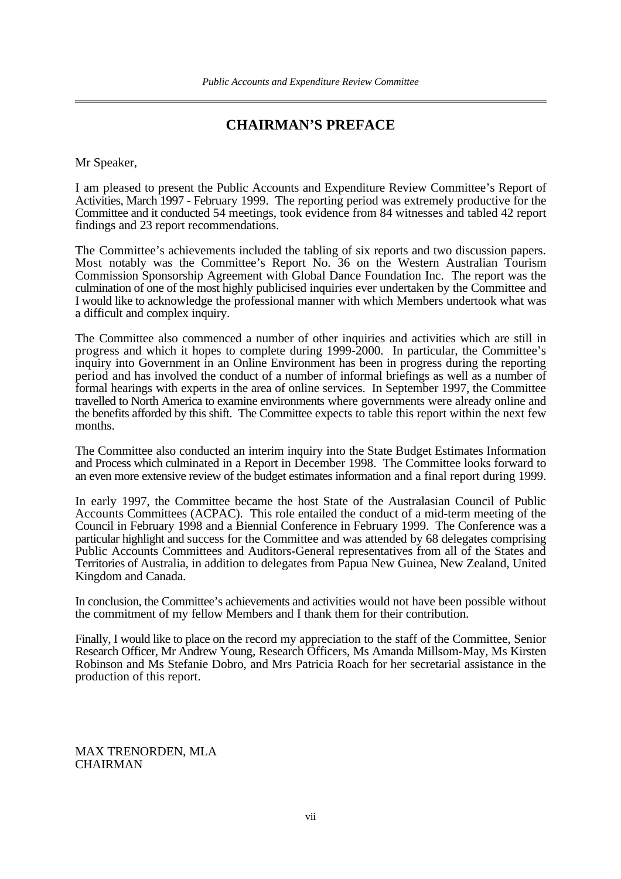# CHAIRMAN'S PREFACE

Mr Speaker,

I am pleased to present the Public Accounts and Expenditure Review Committee's Report of Activities, March 1997 - February 1999. The reporting period was extremely productive for the Committee and it conducted 54 meetings, took evidence from 84 witnesses and tabled 42 report findings and 23 report recommendations.

The Committee's achievements included the tabling of six reports and two discussion papers. Most notably was the Committee's Report No. 36 on the Western Australian Tourism Commission Sponsorship Agreement with Global Dance Foundation Inc. The report was the culmination of one of the most highly publicised inquiries ever undertaken by the Committee and I would like to acknowledge the professional manner with which Members undertook what was a difficult and complex inquiry.

The Committee also commenced a number of other inquiries and activities which are still in progress and which it hopes to complete during 1999-2000. In particular, the Committee's inquiry into Government in an Online Environment has been in progress during the reporting period and has involved the conduct of a number of informal briefings as well as a number of formal hearings with experts in the area of online services. In September 1997, the Committee travelled to North America to examine environments where governments were already online and the benefits afforded by this shift. The Committee expects to table this report within the next few months.

The Committee also conducted an interim inquiry into the State Budget Estimates Information and Process which culminated in a Report in December 1998. The Committee looks forward to an even more extensive review of the budget estimates information and a final report during 1999.

In early 1997, the Committee became the host State of the Australasian Council of Public Accounts Committees (ACPAC). This role entailed the conduct of a mid-term meeting of the Council in February 1998 and a Biennial Conference in February 1999. The Conference was a particular highlight and success for the Committee and was attended by 68 delegates comprising Public Accounts Committees and Auditors-General representatives from all of the States and Territories of Australia, in addition to delegates from Papua New Guinea, New Zealand, United Kingdom and Canada.

In conclusion, the Committee's achievements and activities would not have been possible without the commitment of my fellow Members and I thank them for their contribution.

Finally, I would like to place on the record my appreciation to the staff of the Committee, Senior Research Officer, Mr Andrew Young, Research Officers, Ms Amanda Millsom-May, Ms Kirsten Robinson and Ms Stefanie Dobro, and Mrs Patricia Roach for her secretarial assistance in the production of this report.

MAX TRENORDEN, MLA
CHAIRMAN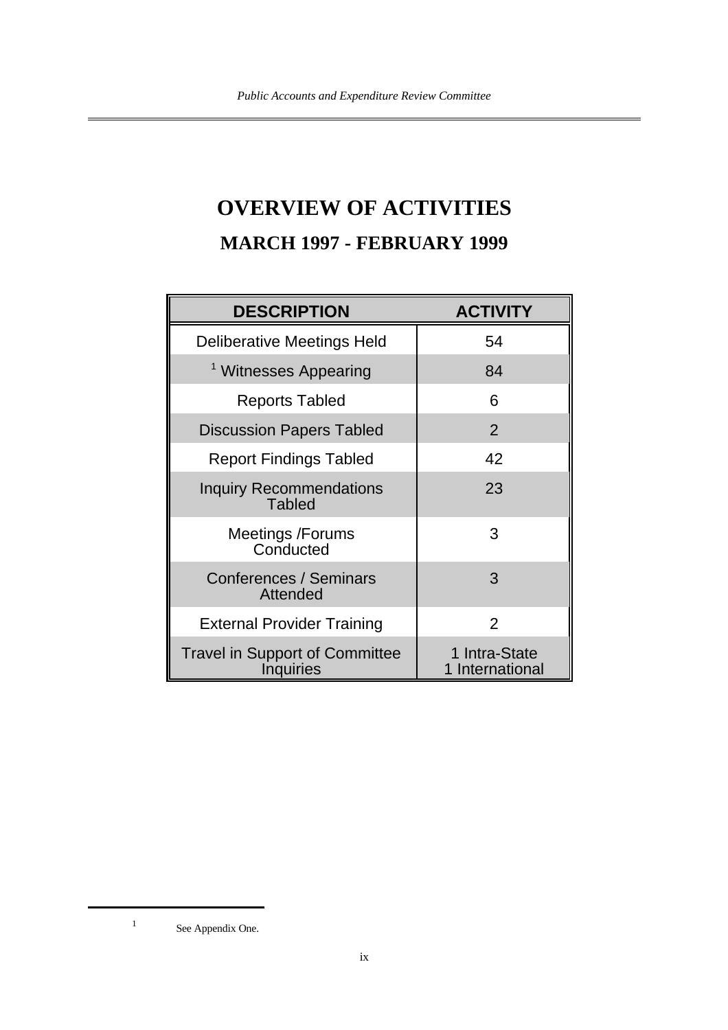# OVERVIEW OF ACTIVITIES

## MARCH 1997 - FEBRUARY 1999

| DESCRIPTION | ACTIVITY |
|---|---|
| Deliberative Meetings Held | 54 |
| [1] Witnesses Appearing | 84 |
| Reports Tabled | 6 |
| Discussion Papers Tabled | 2 |
| Report Findings Tabled | 42 |
| Inquiry Recommendations Tabled | 23 |
| Meetings /Forums Conducted | 3 |
| Conferences / Seminars Attended | 3 |
| External Provider Training | 2 |
| Travel in Support of Committee Inquiries | 1 Intra-State<br>1 International |

1 See Appendix One.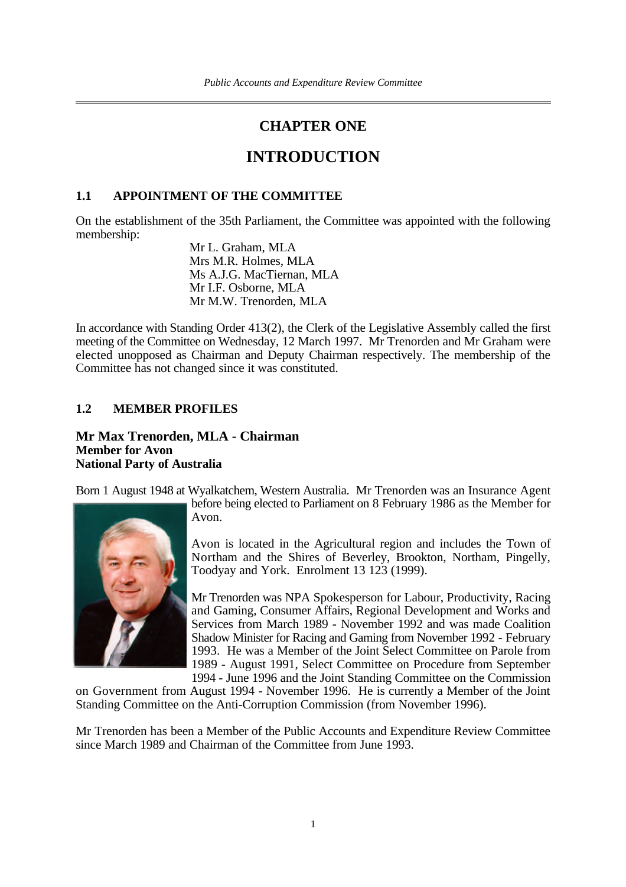# CHAPTER ONE

# INTRODUCTION

## 1.1 APPOINTMENT OF THE COMMITTEE

On the establishment of the 35th Parliament, the Committee was appointed with the following membership:

Mr L. Graham, MLA
Mrs M.R. Holmes, MLA
Ms A.J.G. MacTiernan, MLA
Mr I.F. Osborne, MLA
Mr M.W. Trenorden, MLA

In accordance with Standing Order 413(2), the Clerk of the Legislative Assembly called the first meeting of the Committee on Wednesday, 12 March 1997. Mr Trenorden and Mr Graham were elected unopposed as Chairman and Deputy Chairman respectively. The membership of the Committee has not changed since it was constituted.

## 1.2 MEMBER PROFILES

### Mr Max Trenorden, MLA - Chairman
**Member for Avon**
**National Party of Australia**

Born 1 August 1948 at Wyalkatchem, Western Australia. Mr Trenorden was an Insurance Agent before being elected to Parliament on 8 February 1986 as the Member for Avon.

Avon is located in the Agricultural region and includes the Town of Northam and the Shires of Beverley, Brookton, Northam, Pingelly, Toodyay and York. Enrolment 13 123 (1999).

Mr Trenorden was NPA Spokesperson for Labour, Productivity, Racing and Gaming, Consumer Affairs, Regional Development and Works and Services from March 1989 - November 1992 and was made Coalition Shadow Minister for Racing and Gaming from November 1992 - February 1993. He was a Member of the Joint Select Committee on Parole from 1989 - August 1991, Select Committee on Procedure from September 1994 - June 1996 and the Joint Standing Committee on the Commission on Government from August 1994 - November 1996. He is currently a Member of the Joint Standing Committee on the Anti-Corruption Commission (from November 1996).

Mr Trenorden has been a Member of the Public Accounts and Expenditure Review Committee since March 1989 and Chairman of the Committee from June 1993.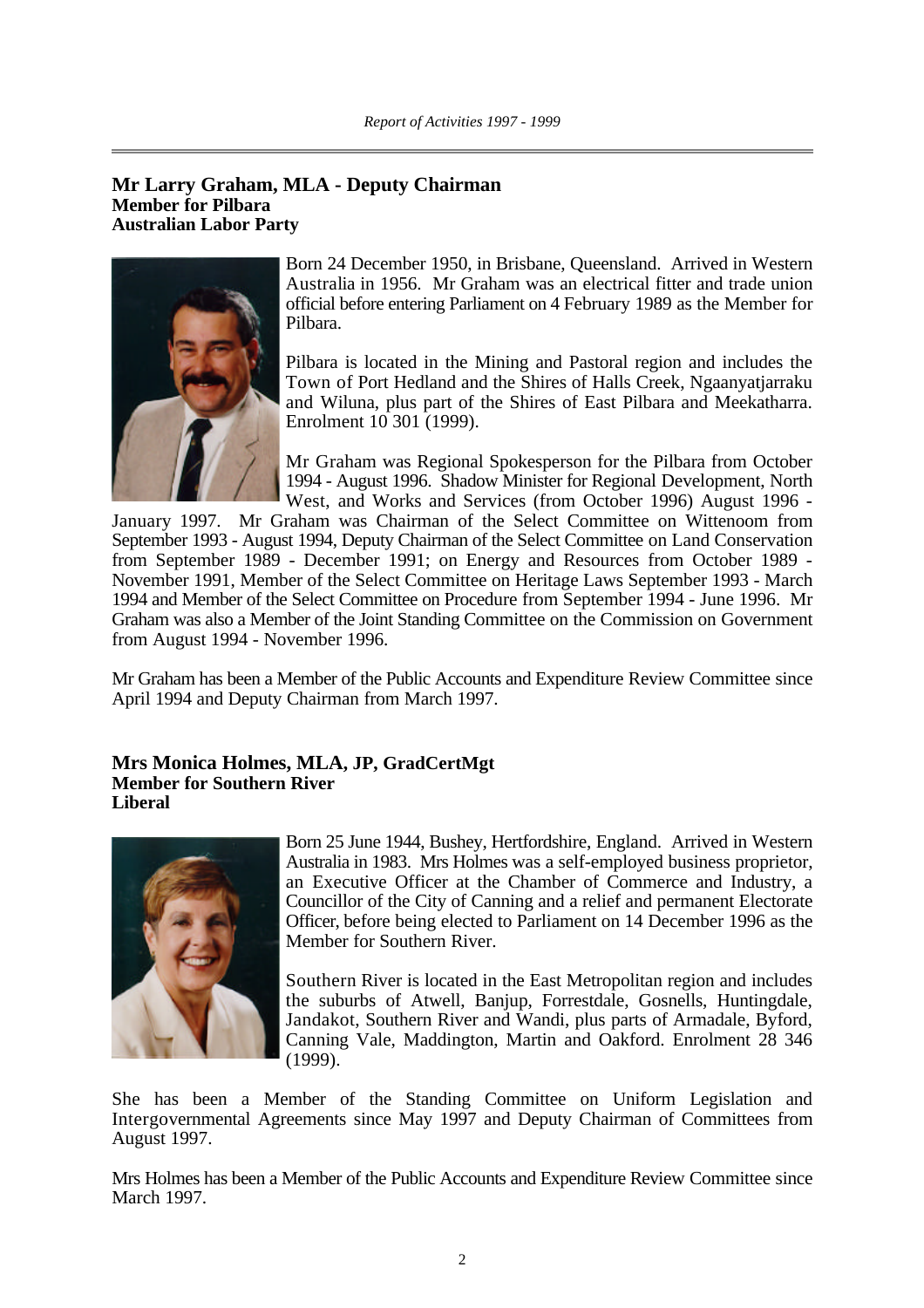### Mr Larry Graham, MLA - Deputy Chairman
**Member for Pilbara**
**Australian Labor Party**

Born 24 December 1950, in Brisbane, Queensland. Arrived in Western Australia in 1956. Mr Graham was an electrical fitter and trade union official before entering Parliament on 4 February 1989 as the Member for Pilbara.

Pilbara is located in the Mining and Pastoral region and includes the Town of Port Hedland and the Shires of Halls Creek, Ngaanyatjarraku and Wiluna, plus part of the Shires of East Pilbara and Meekatharra. Enrolment 10 301 (1999).

Mr Graham was Regional Spokesperson for the Pilbara from October 1994 - August 1996. Shadow Minister for Regional Development, North West, and Works and Services (from October 1996) August 1996 - January 1997. Mr Graham was Chairman of the Select Committee on Wittenoom from September 1993 - August 1994, Deputy Chairman of the Select Committee on Land Conservation from September 1989 - December 1991; on Energy and Resources from October 1989 - November 1991, Member of the Select Committee on Heritage Laws September 1993 - March 1994 and Member of the Select Committee on Procedure from September 1994 - June 1996. Mr Graham was also a Member of the Joint Standing Committee on the Commission on Government from August 1994 - November 1996.

Mr Graham has been a Member of the Public Accounts and Expenditure Review Committee since April 1994 and Deputy Chairman from March 1997.

### Mrs Monica Holmes, MLA, JP, GradCertMgt
**Member for Southern River**
**Liberal**

Born 25 June 1944, Bushey, Hertfordshire, England. Arrived in Western Australia in 1983. Mrs Holmes was a self-employed business proprietor, an Executive Officer at the Chamber of Commerce and Industry, a Councillor of the City of Canning and a relief and permanent Electorate Officer, before being elected to Parliament on 14 December 1996 as the Member for Southern River.

Southern River is located in the East Metropolitan region and includes the suburbs of Atwell, Banjup, Forrestdale, Gosnells, Huntingdale, Jandakot, Southern River and Wandi, plus parts of Armadale, Byford, Canning Vale, Maddington, Martin and Oakford. Enrolment 28 346 (1999).

She has been a Member of the Standing Committee on Uniform Legislation and Intergovernmental Agreements since May 1997 and Deputy Chairman of Committees from August 1997.

Mrs Holmes has been a Member of the Public Accounts and Expenditure Review Committee since March 1997.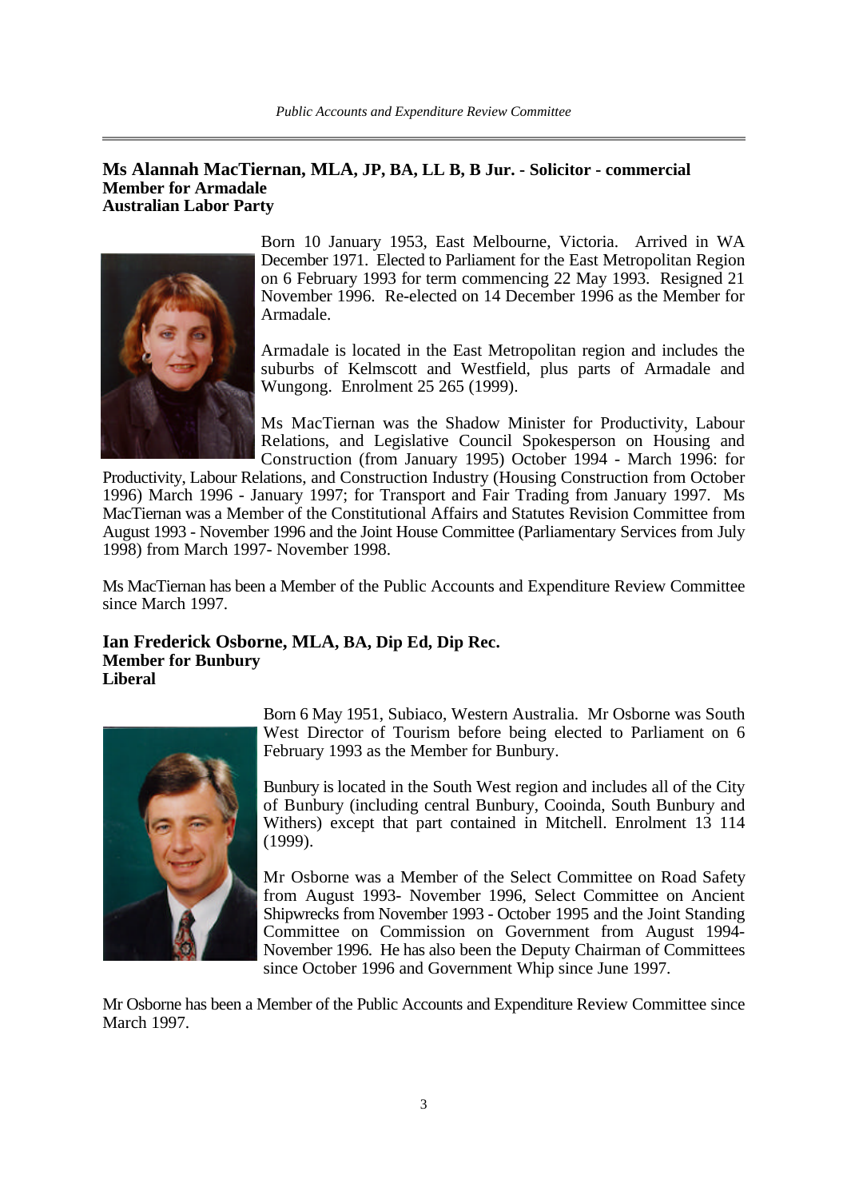**Ms Alannah MacTiernan, MLA, JP, BA, LL B, B Jur. - Solicitor - commercial**
**Member for Armadale**
**Australian Labor Party**

Born 10 January 1953, East Melbourne, Victoria. Arrived in WA December 1971. Elected to Parliament for the East Metropolitan Region on 6 February 1993 for term commencing 22 May 1993. Resigned 21 November 1996. Re-elected on 14 December 1996 as the Member for Armadale.

Armadale is located in the East Metropolitan region and includes the suburbs of Kelmscott and Westfield, plus parts of Armadale and Wungong. Enrolment 25 265 (1999).

Ms MacTiernan was the Shadow Minister for Productivity, Labour Relations, and Legislative Council Spokesperson on Housing and Construction (from January 1995) October 1994 - March 1996: for Productivity, Labour Relations, and Construction Industry (Housing Construction from October 1996) March 1996 - January 1997; for Transport and Fair Trading from January 1997. Ms MacTiernan was a Member of the Constitutional Affairs and Statutes Revision Committee from August 1993 - November 1996 and the Joint House Committee (Parliamentary Services from July 1998) from March 1997- November 1998.

Ms MacTiernan has been a Member of the Public Accounts and Expenditure Review Committee since March 1997.

**Ian Frederick Osborne, MLA, BA, Dip Ed, Dip Rec.**
**Member for Bunbury**
**Liberal**

Born 6 May 1951, Subiaco, Western Australia. Mr Osborne was South West Director of Tourism before being elected to Parliament on 6 February 1993 as the Member for Bunbury.

Bunbury is located in the South West region and includes all of the City of Bunbury (including central Bunbury, Cooinda, South Bunbury and Withers) except that part contained in Mitchell. Enrolment 13 114 (1999).

Mr Osborne was a Member of the Select Committee on Road Safety from August 1993- November 1996, Select Committee on Ancient Shipwrecks from November 1993 - October 1995 and the Joint Standing Committee on Commission on Government from August 1994- November 1996. He has also been the Deputy Chairman of Committees since October 1996 and Government Whip since June 1997.

Mr Osborne has been a Member of the Public Accounts and Expenditure Review Committee since March 1997.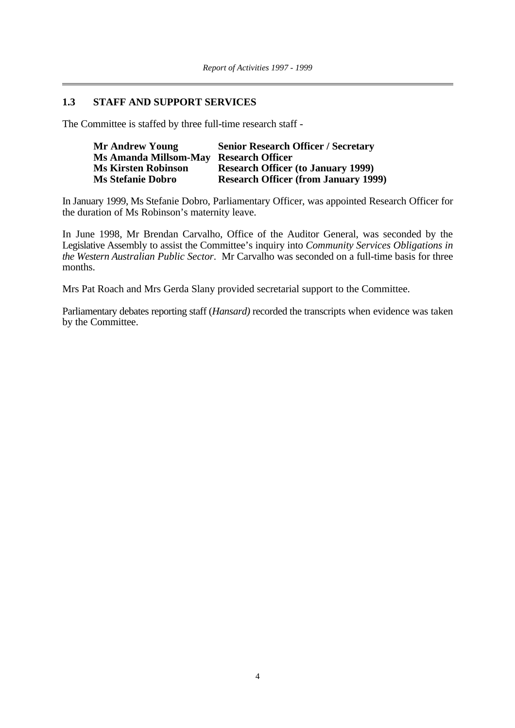## 1.3 STAFF AND SUPPORT SERVICES

The Committee is staffed by three full-time research staff -

| | |
|---|---|
| **Mr Andrew Young** | **Senior Research Officer / Secretary** |
| **Ms Amanda Millsom-May** | **Research Officer** |
| **Ms Kirsten Robinson** | **Research Officer (to January 1999)** |
| **Ms Stefanie Dobro** | **Research Officer (from January 1999)** |

In January 1999, Ms Stefanie Dobro, Parliamentary Officer, was appointed Research Officer for the duration of Ms Robinson's maternity leave.

In June 1998, Mr Brendan Carvalho, Office of the Auditor General, was seconded by the Legislative Assembly to assist the Committee's inquiry into *Community Services Obligations in the Western Australian Public Sector*. Mr Carvalho was seconded on a full-time basis for three months.

Mrs Pat Roach and Mrs Gerda Slany provided secretarial support to the Committee.

Parliamentary debates reporting staff (*Hansard)* recorded the transcripts when evidence was taken by the Committee.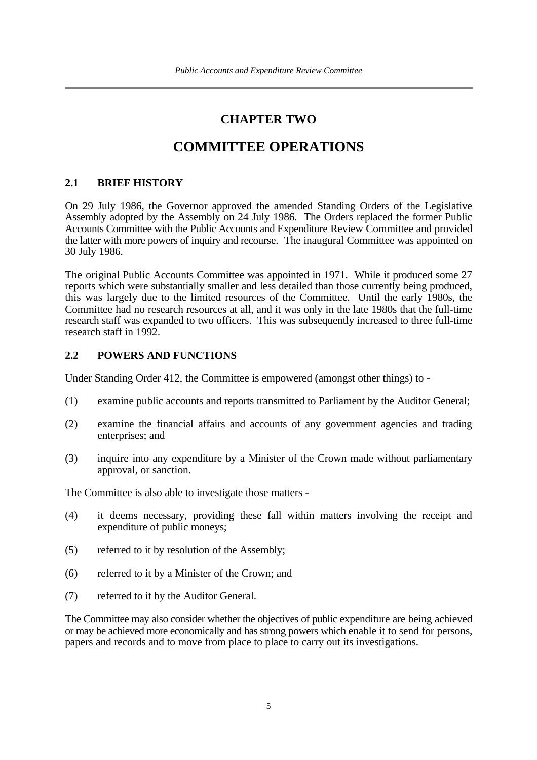# CHAPTER TWO

# COMMITTEE OPERATIONS

## 2.1 BRIEF HISTORY

On 29 July 1986, the Governor approved the amended Standing Orders of the Legislative Assembly adopted by the Assembly on 24 July 1986. The Orders replaced the former Public Accounts Committee with the Public Accounts and Expenditure Review Committee and provided the latter with more powers of inquiry and recourse. The inaugural Committee was appointed on 30 July 1986.

The original Public Accounts Committee was appointed in 1971. While it produced some 27 reports which were substantially smaller and less detailed than those currently being produced, this was largely due to the limited resources of the Committee. Until the early 1980s, the Committee had no research resources at all, and it was only in the late 1980s that the full-time research staff was expanded to two officers. This was subsequently increased to three full-time research staff in 1992.

## 2.2 POWERS AND FUNCTIONS

Under Standing Order 412, the Committee is empowered (amongst other things) to -

(1) examine public accounts and reports transmitted to Parliament by the Auditor General;

(2) examine the financial affairs and accounts of any government agencies and trading enterprises; and

(3) inquire into any expenditure by a Minister of the Crown made without parliamentary approval, or sanction.

The Committee is also able to investigate those matters -

(4) it deems necessary, providing these fall within matters involving the receipt and expenditure of public moneys;

(5) referred to it by resolution of the Assembly;

(6) referred to it by a Minister of the Crown; and

(7) referred to it by the Auditor General.

The Committee may also consider whether the objectives of public expenditure are being achieved or may be achieved more economically and has strong powers which enable it to send for persons, papers and records and to move from place to place to carry out its investigations.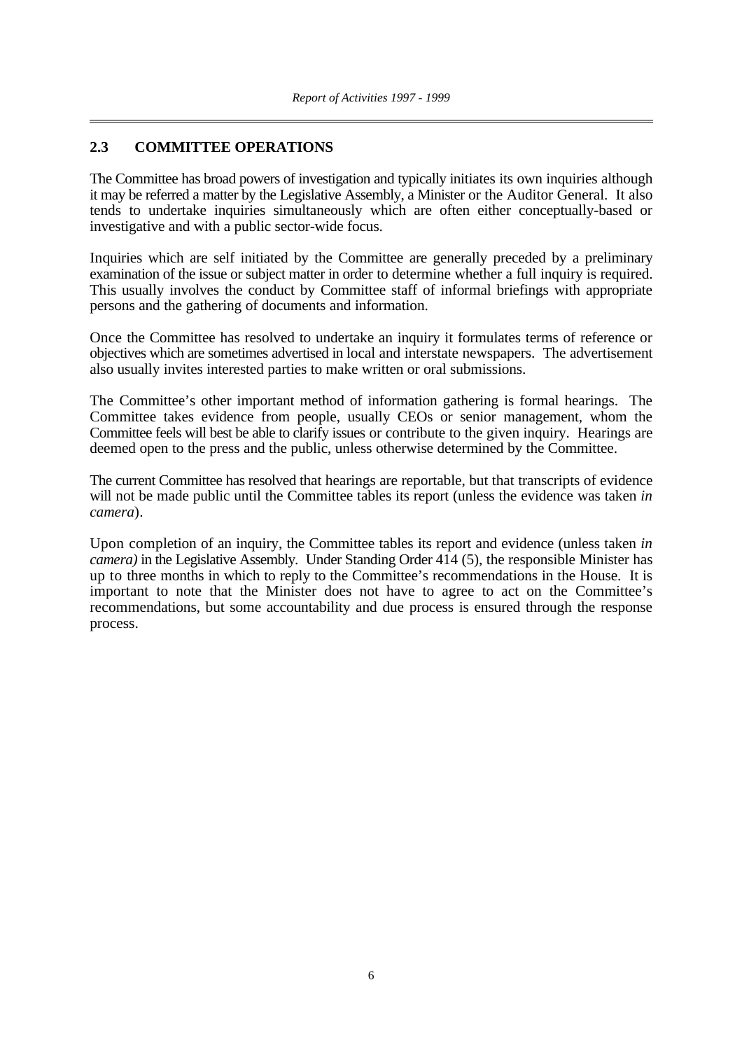## 2.3 COMMITTEE OPERATIONS

The Committee has broad powers of investigation and typically initiates its own inquiries although it may be referred a matter by the Legislative Assembly, a Minister or the Auditor General. It also tends to undertake inquiries simultaneously which are often either conceptually-based or investigative and with a public sector-wide focus.

Inquiries which are self initiated by the Committee are generally preceded by a preliminary examination of the issue or subject matter in order to determine whether a full inquiry is required. This usually involves the conduct by Committee staff of informal briefings with appropriate persons and the gathering of documents and information.

Once the Committee has resolved to undertake an inquiry it formulates terms of reference or objectives which are sometimes advertised in local and interstate newspapers. The advertisement also usually invites interested parties to make written or oral submissions.

The Committee's other important method of information gathering is formal hearings. The Committee takes evidence from people, usually CEOs or senior management, whom the Committee feels will best be able to clarify issues or contribute to the given inquiry. Hearings are deemed open to the press and the public, unless otherwise determined by the Committee.

The current Committee has resolved that hearings are reportable, but that transcripts of evidence will not be made public until the Committee tables its report (unless the evidence was taken *in camera*).

Upon completion of an inquiry, the Committee tables its report and evidence (unless taken *in camera)* in the Legislative Assembly. Under Standing Order 414 (5), the responsible Minister has up to three months in which to reply to the Committee's recommendations in the House. It is important to note that the Minister does not have to agree to act on the Committee's recommendations, but some accountability and due process is ensured through the response process.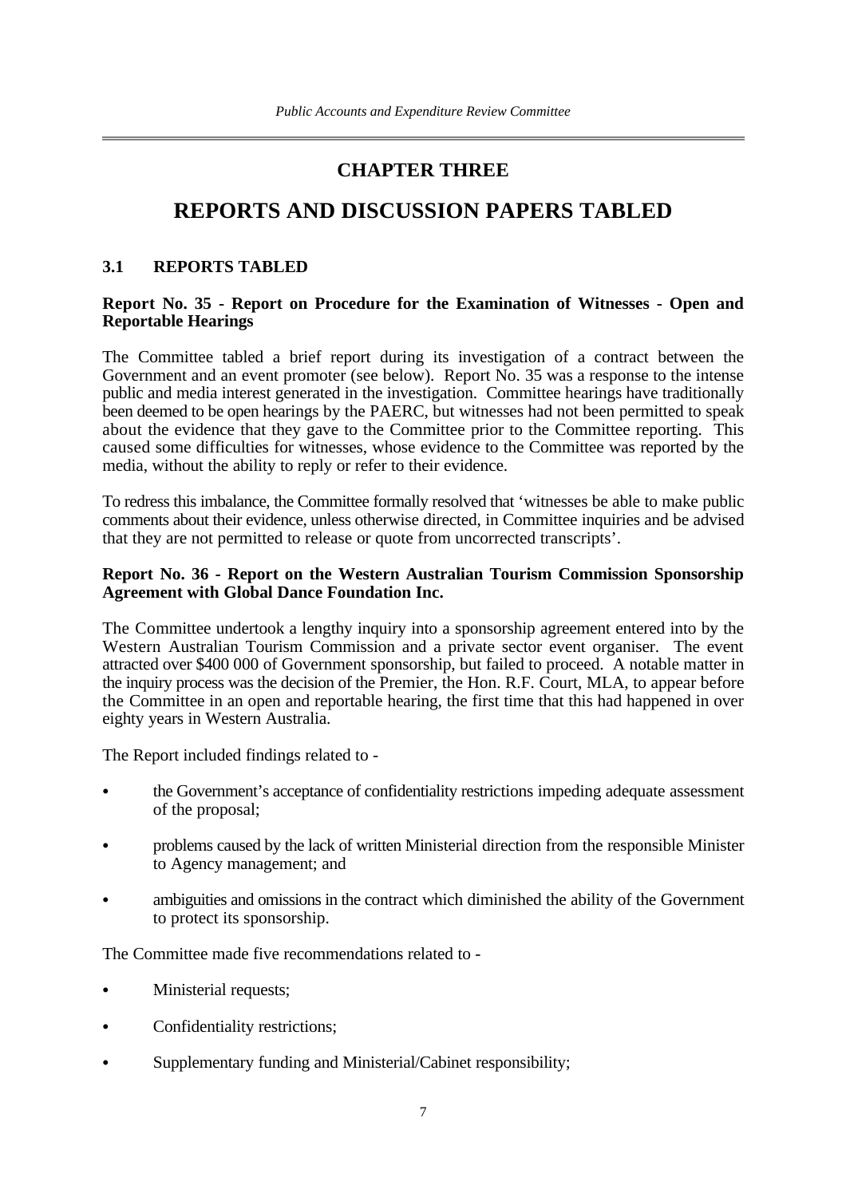# CHAPTER THREE

# REPORTS AND DISCUSSION PAPERS TABLED

## 3.1 REPORTS TABLED

**Report No. 35 - Report on Procedure for the Examination of Witnesses - Open and Reportable Hearings**

The Committee tabled a brief report during its investigation of a contract between the Government and an event promoter (see below). Report No. 35 was a response to the intense public and media interest generated in the investigation. Committee hearings have traditionally been deemed to be open hearings by the PAERC, but witnesses had not been permitted to speak about the evidence that they gave to the Committee prior to the Committee reporting. This caused some difficulties for witnesses, whose evidence to the Committee was reported by the media, without the ability to reply or refer to their evidence.

To redress this imbalance, the Committee formally resolved that 'witnesses be able to make public comments about their evidence, unless otherwise directed, in Committee inquiries and be advised that they are not permitted to release or quote from uncorrected transcripts'.

**Report No. 36 - Report on the Western Australian Tourism Commission Sponsorship Agreement with Global Dance Foundation Inc.**

The Committee undertook a lengthy inquiry into a sponsorship agreement entered into by the Western Australian Tourism Commission and a private sector event organiser. The event attracted over $400 000 of Government sponsorship, but failed to proceed. A notable matter in the inquiry process was the decision of the Premier, the Hon. R.F. Court, MLA, to appear before the Committee in an open and reportable hearing, the first time that this had happened in over eighty years in Western Australia.

The Report included findings related to -

- the Government's acceptance of confidentiality restrictions impeding adequate assessment of the proposal;
- problems caused by the lack of written Ministerial direction from the responsible Minister to Agency management; and
- ambiguities and omissions in the contract which diminished the ability of the Government to protect its sponsorship.

The Committee made five recommendations related to -

- Ministerial requests;
- Confidentiality restrictions;
- Supplementary funding and Ministerial/Cabinet responsibility;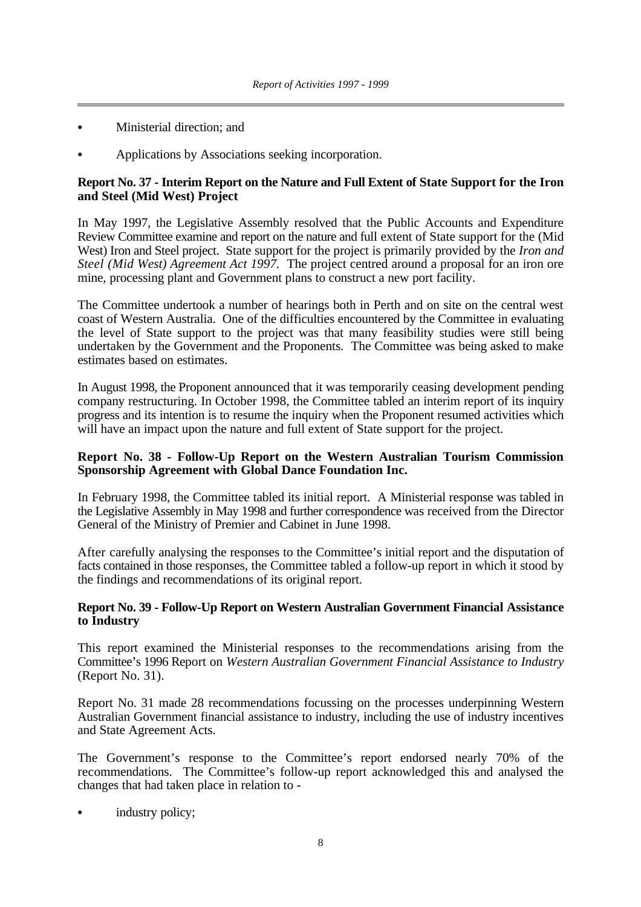- Ministerial direction; and
- Applications by Associations seeking incorporation.

**Report No. 37 - Interim Report on the Nature and Full Extent of State Support for the Iron and Steel (Mid West) Project**

In May 1997, the Legislative Assembly resolved that the Public Accounts and Expenditure Review Committee examine and report on the nature and full extent of State support for the (Mid West) Iron and Steel project. State support for the project is primarily provided by the *Iron and Steel (Mid West) Agreement Act 1997*. The project centred around a proposal for an iron ore mine, processing plant and Government plans to construct a new port facility.

The Committee undertook a number of hearings both in Perth and on site on the central west coast of Western Australia. One of the difficulties encountered by the Committee in evaluating the level of State support to the project was that many feasibility studies were still being undertaken by the Government and the Proponents. The Committee was being asked to make estimates based on estimates.

In August 1998, the Proponent announced that it was temporarily ceasing development pending company restructuring. In October 1998, the Committee tabled an interim report of its inquiry progress and its intention is to resume the inquiry when the Proponent resumed activities which will have an impact upon the nature and full extent of State support for the project.

**Report No. 38 - Follow-Up Report on the Western Australian Tourism Commission Sponsorship Agreement with Global Dance Foundation Inc.**

In February 1998, the Committee tabled its initial report. A Ministerial response was tabled in the Legislative Assembly in May 1998 and further correspondence was received from the Director General of the Ministry of Premier and Cabinet in June 1998.

After carefully analysing the responses to the Committee's initial report and the disputation of facts contained in those responses, the Committee tabled a follow-up report in which it stood by the findings and recommendations of its original report.

**Report No. 39 - Follow-Up Report on Western Australian Government Financial Assistance to Industry**

This report examined the Ministerial responses to the recommendations arising from the Committee's 1996 Report on *Western Australian Government Financial Assistance to Industry* (Report No. 31).

Report No. 31 made 28 recommendations focussing on the processes underpinning Western Australian Government financial assistance to industry, including the use of industry incentives and State Agreement Acts.

The Government's response to the Committee's report endorsed nearly 70% of the recommendations. The Committee's follow-up report acknowledged this and analysed the changes that had taken place in relation to -

- industry policy;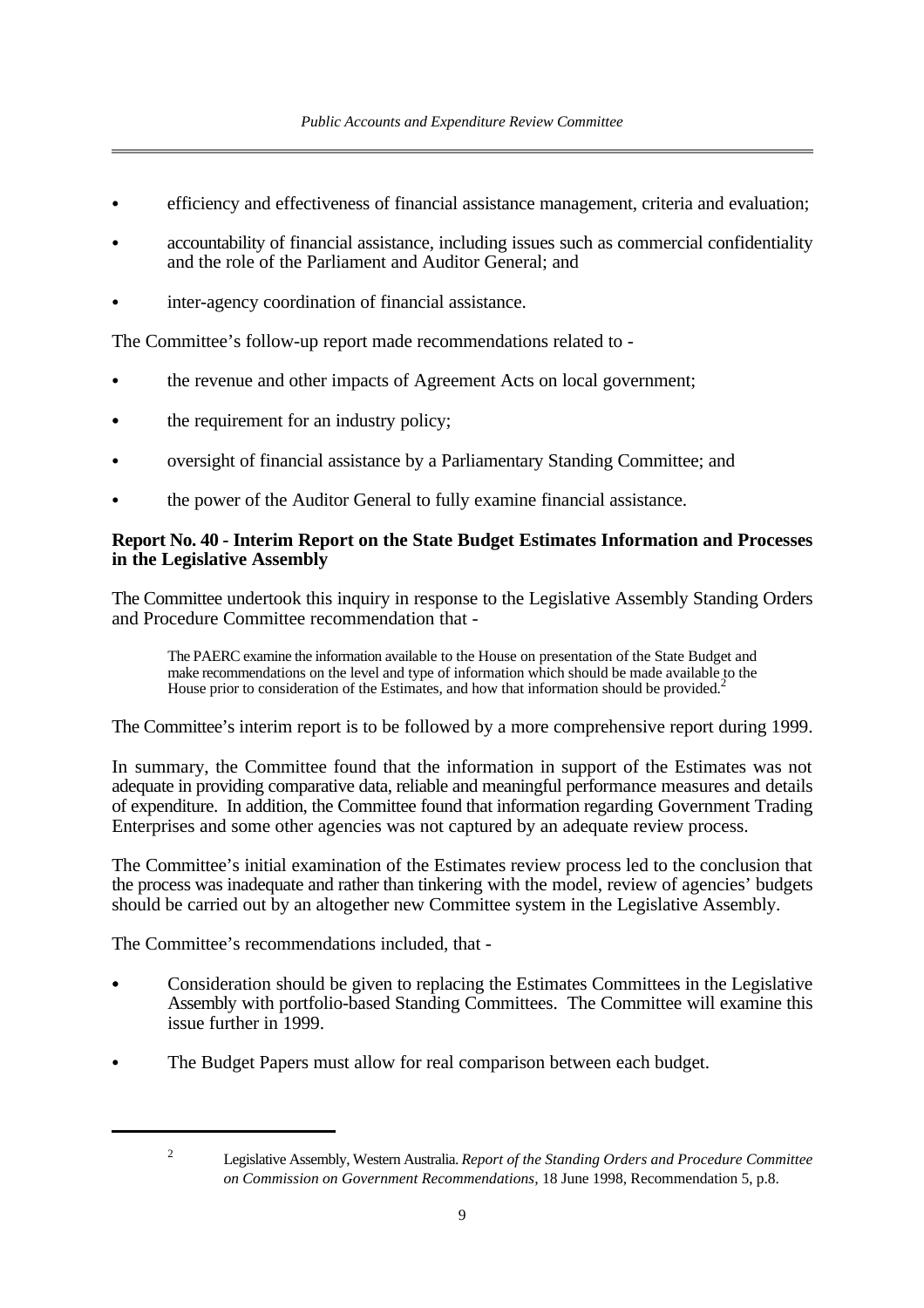- efficiency and effectiveness of financial assistance management, criteria and evaluation;
- accountability of financial assistance, including issues such as commercial confidentiality and the role of the Parliament and Auditor General; and
- inter-agency coordination of financial assistance.

The Committee's follow-up report made recommendations related to -

- the revenue and other impacts of Agreement Acts on local government;
- the requirement for an industry policy;
- oversight of financial assistance by a Parliamentary Standing Committee; and
- the power of the Auditor General to fully examine financial assistance.

**Report No. 40 - Interim Report on the State Budget Estimates Information and Processes in the Legislative Assembly**

The Committee undertook this inquiry in response to the Legislative Assembly Standing Orders and Procedure Committee recommendation that -

> The PAERC examine the information available to the House on presentation of the State Budget and make recommendations on the level and type of information which should be made available to the House prior to consideration of the Estimates, and how that information should be provided.[2]

The Committee's interim report is to be followed by a more comprehensive report during 1999.

In summary, the Committee found that the information in support of the Estimates was not adequate in providing comparative data, reliable and meaningful performance measures and details of expenditure. In addition, the Committee found that information regarding Government Trading Enterprises and some other agencies was not captured by an adequate review process.

The Committee's initial examination of the Estimates review process led to the conclusion that the process was inadequate and rather than tinkering with the model, review of agencies' budgets should be carried out by an altogether new Committee system in the Legislative Assembly.

The Committee's recommendations included, that -

- Consideration should be given to replacing the Estimates Committees in the Legislative Assembly with portfolio-based Standing Committees. The Committee will examine this issue further in 1999.
- The Budget Papers must allow for real comparison between each budget.

---

[2] Legislative Assembly, Western Australia. *Report of the Standing Orders and Procedure Committee on Commission on Government Recommendations*, 18 June 1998, Recommendation 5, p.8.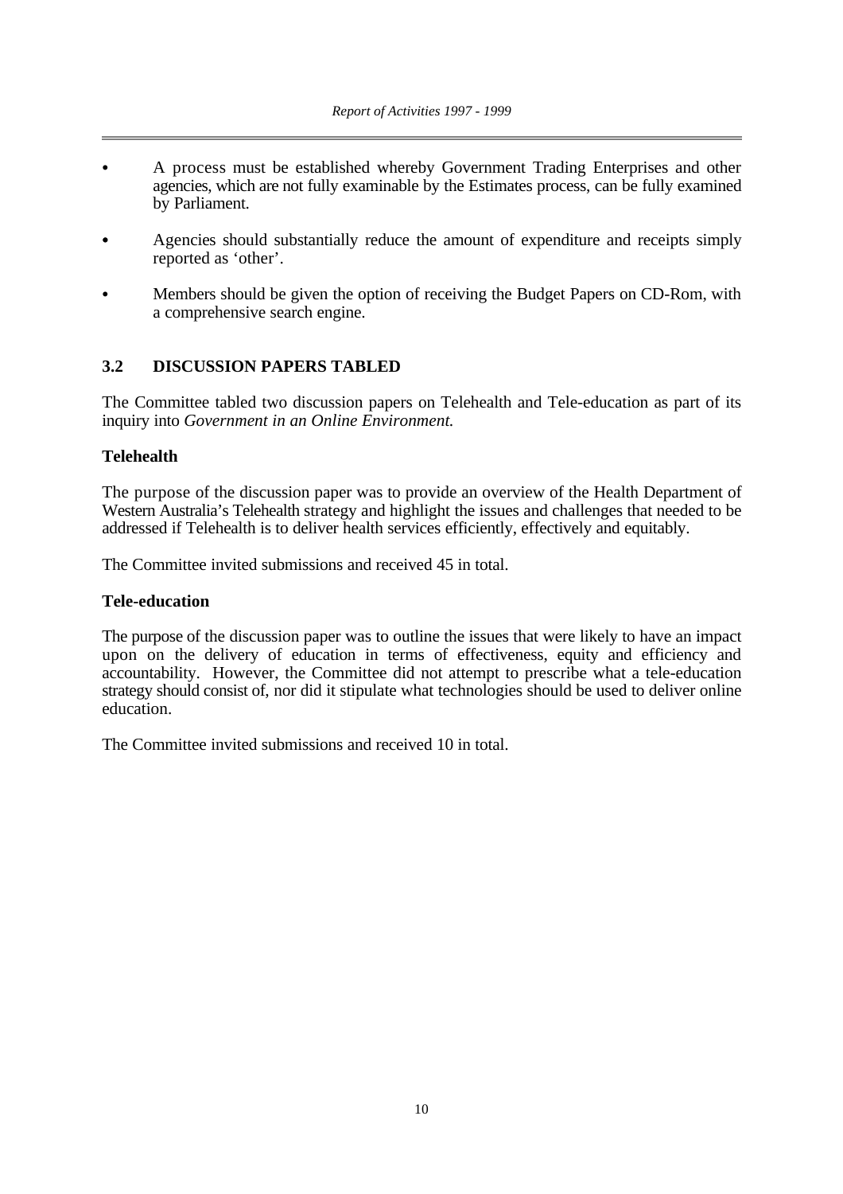- A process must be established whereby Government Trading Enterprises and other agencies, which are not fully examinable by the Estimates process, can be fully examined by Parliament.
- Agencies should substantially reduce the amount of expenditure and receipts simply reported as 'other'.
- Members should be given the option of receiving the Budget Papers on CD-Rom, with a comprehensive search engine.

## 3.2 DISCUSSION PAPERS TABLED

The Committee tabled two discussion papers on Telehealth and Tele-education as part of its inquiry into *Government in an Online Environment.*

### Telehealth

The purpose of the discussion paper was to provide an overview of the Health Department of Western Australia's Telehealth strategy and highlight the issues and challenges that needed to be addressed if Telehealth is to deliver health services efficiently, effectively and equitably.

The Committee invited submissions and received 45 in total.

### Tele-education

The purpose of the discussion paper was to outline the issues that were likely to have an impact upon on the delivery of education in terms of effectiveness, equity and efficiency and accountability. However, the Committee did not attempt to prescribe what a tele-education strategy should consist of, nor did it stipulate what technologies should be used to deliver online education.

The Committee invited submissions and received 10 in total.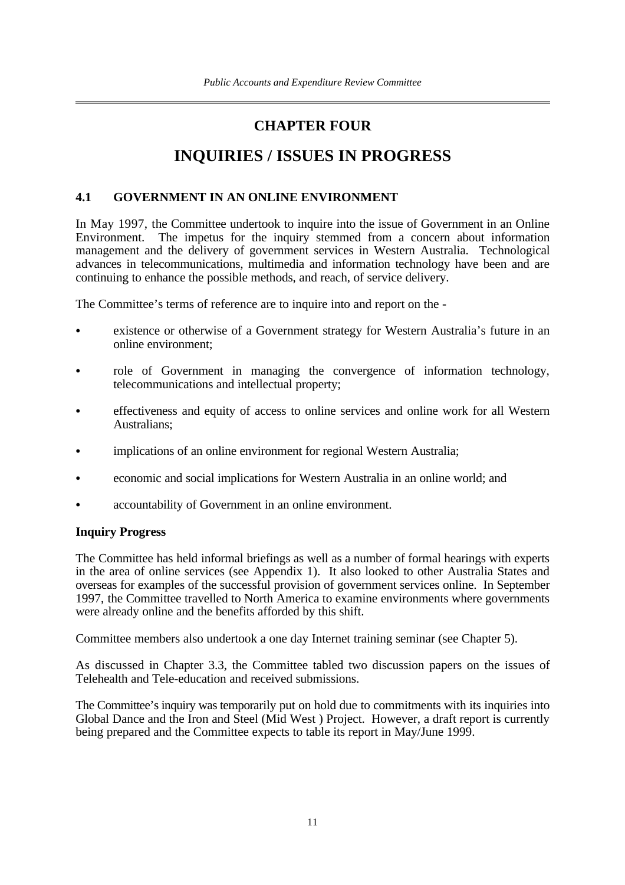# CHAPTER FOUR

# INQUIRIES / ISSUES IN PROGRESS

## 4.1 GOVERNMENT IN AN ONLINE ENVIRONMENT

In May 1997, the Committee undertook to inquire into the issue of Government in an Online Environment. The impetus for the inquiry stemmed from a concern about information management and the delivery of government services in Western Australia. Technological advances in telecommunications, multimedia and information technology have been and are continuing to enhance the possible methods, and reach, of service delivery.

The Committee's terms of reference are to inquire into and report on the -

- existence or otherwise of a Government strategy for Western Australia's future in an online environment;
- role of Government in managing the convergence of information technology, telecommunications and intellectual property;
- effectiveness and equity of access to online services and online work for all Western Australians;
- implications of an online environment for regional Western Australia;
- economic and social implications for Western Australia in an online world; and
- accountability of Government in an online environment.

**Inquiry Progress**

The Committee has held informal briefings as well as a number of formal hearings with experts in the area of online services (see Appendix 1). It also looked to other Australia States and overseas for examples of the successful provision of government services online. In September 1997, the Committee travelled to North America to examine environments where governments were already online and the benefits afforded by this shift.

Committee members also undertook a one day Internet training seminar (see Chapter 5).

As discussed in Chapter 3.3, the Committee tabled two discussion papers on the issues of Telehealth and Tele-education and received submissions.

The Committee's inquiry was temporarily put on hold due to commitments with its inquiries into Global Dance and the Iron and Steel (Mid West ) Project. However, a draft report is currently being prepared and the Committee expects to table its report in May/June 1999.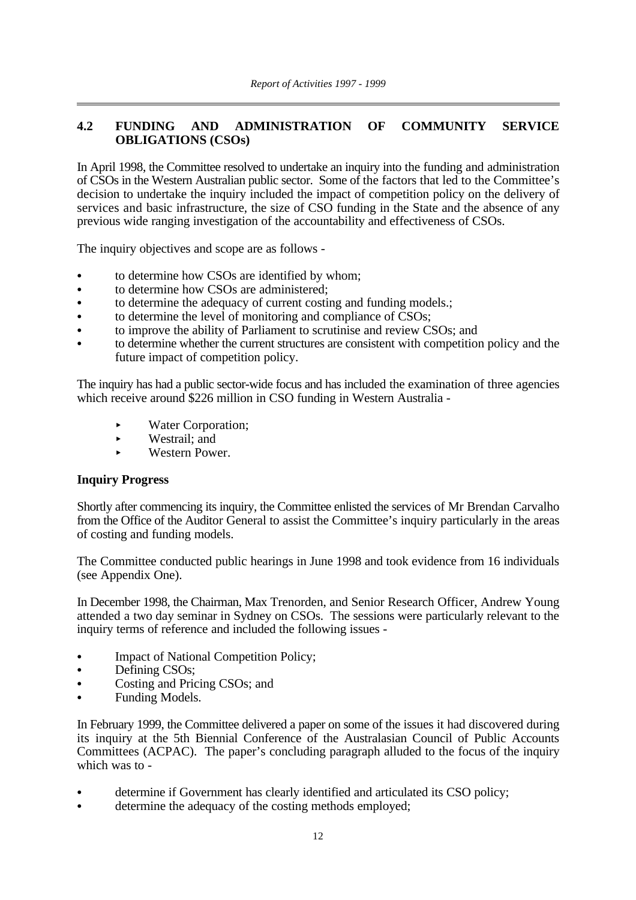## 4.2 FUNDING AND ADMINISTRATION OF COMMUNITY SERVICE OBLIGATIONS (CSOs)

In April 1998, the Committee resolved to undertake an inquiry into the funding and administration of CSOs in the Western Australian public sector. Some of the factors that led to the Committee's decision to undertake the inquiry included the impact of competition policy on the delivery of services and basic infrastructure, the size of CSO funding in the State and the absence of any previous wide ranging investigation of the accountability and effectiveness of CSOs.

The inquiry objectives and scope are as follows -

- to determine how CSOs are identified by whom;
- to determine how CSOs are administered;
- to determine the adequacy of current costing and funding models.;
- to determine the level of monitoring and compliance of CSOs;
- to improve the ability of Parliament to scrutinise and review CSOs; and
- to determine whether the current structures are consistent with competition policy and the future impact of competition policy.

The inquiry has had a public sector-wide focus and has included the examination of three agencies which receive around $226 million in CSO funding in Western Australia -

- Water Corporation;
- Westrail; and
- Western Power.

**Inquiry Progress**

Shortly after commencing its inquiry, the Committee enlisted the services of Mr Brendan Carvalho from the Office of the Auditor General to assist the Committee's inquiry particularly in the areas of costing and funding models.

The Committee conducted public hearings in June 1998 and took evidence from 16 individuals (see Appendix One).

In December 1998, the Chairman, Max Trenorden, and Senior Research Officer, Andrew Young attended a two day seminar in Sydney on CSOs. The sessions were particularly relevant to the inquiry terms of reference and included the following issues -

- Impact of National Competition Policy;
- Defining CSOs;
- Costing and Pricing CSOs; and
- Funding Models.

In February 1999, the Committee delivered a paper on some of the issues it had discovered during its inquiry at the 5th Biennial Conference of the Australasian Council of Public Accounts Committees (ACPAC). The paper's concluding paragraph alluded to the focus of the inquiry which was to -

- determine if Government has clearly identified and articulated its CSO policy;
- determine the adequacy of the costing methods employed;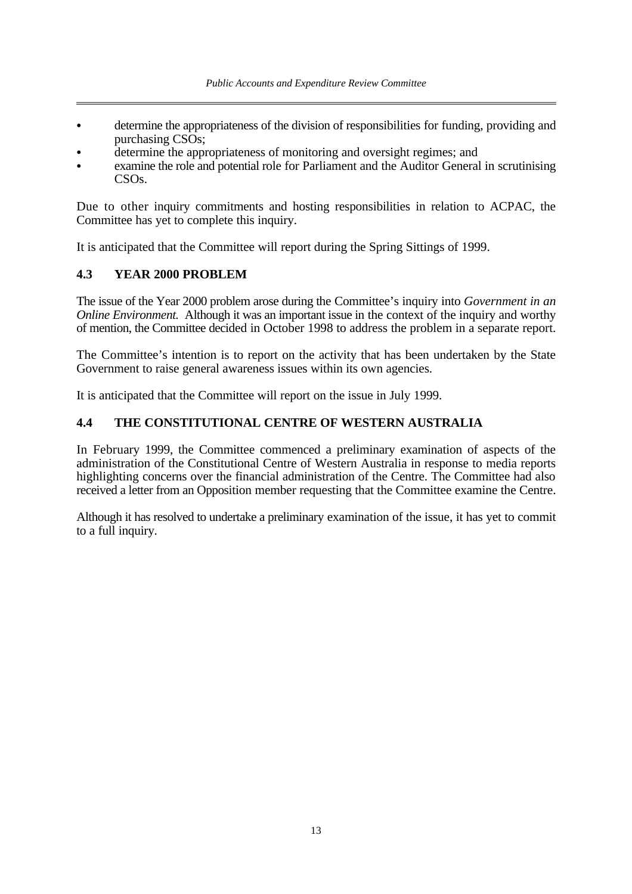- determine the appropriateness of the division of responsibilities for funding, providing and purchasing CSOs;
- determine the appropriateness of monitoring and oversight regimes; and
- examine the role and potential role for Parliament and the Auditor General in scrutinising CSOs.

Due to other inquiry commitments and hosting responsibilities in relation to ACPAC, the Committee has yet to complete this inquiry.

It is anticipated that the Committee will report during the Spring Sittings of 1999.

## 4.3 YEAR 2000 PROBLEM

The issue of the Year 2000 problem arose during the Committee's inquiry into *Government in an Online Environment.* Although it was an important issue in the context of the inquiry and worthy of mention, the Committee decided in October 1998 to address the problem in a separate report.

The Committee's intention is to report on the activity that has been undertaken by the State Government to raise general awareness issues within its own agencies.

It is anticipated that the Committee will report on the issue in July 1999.

## 4.4 THE CONSTITUTIONAL CENTRE OF WESTERN AUSTRALIA

In February 1999, the Committee commenced a preliminary examination of aspects of the administration of the Constitutional Centre of Western Australia in response to media reports highlighting concerns over the financial administration of the Centre. The Committee had also received a letter from an Opposition member requesting that the Committee examine the Centre.

Although it has resolved to undertake a preliminary examination of the issue, it has yet to commit to a full inquiry.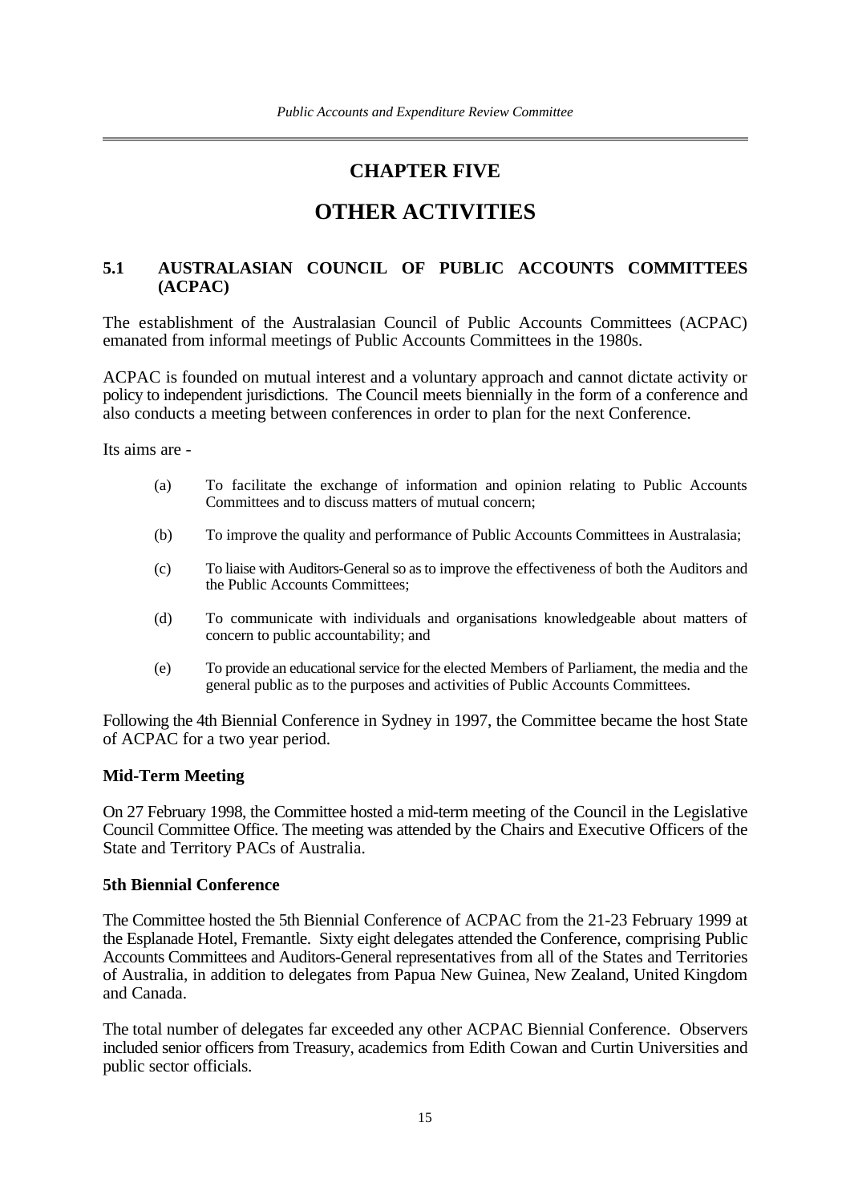# CHAPTER FIVE

# OTHER ACTIVITIES

## 5.1 AUSTRALASIAN COUNCIL OF PUBLIC ACCOUNTS COMMITTEES (ACPAC)

The establishment of the Australasian Council of Public Accounts Committees (ACPAC) emanated from informal meetings of Public Accounts Committees in the 1980s.

ACPAC is founded on mutual interest and a voluntary approach and cannot dictate activity or policy to independent jurisdictions. The Council meets biennially in the form of a conference and also conducts a meeting between conferences in order to plan for the next Conference.

Its aims are -

(a) To facilitate the exchange of information and opinion relating to Public Accounts Committees and to discuss matters of mutual concern;

(b) To improve the quality and performance of Public Accounts Committees in Australasia;

(c) To liaise with Auditors-General so as to improve the effectiveness of both the Auditors and the Public Accounts Committees;

(d) To communicate with individuals and organisations knowledgeable about matters of concern to public accountability; and

(e) To provide an educational service for the elected Members of Parliament, the media and the general public as to the purposes and activities of Public Accounts Committees.

Following the 4th Biennial Conference in Sydney in 1997, the Committee became the host State of ACPAC for a two year period.

### Mid-Term Meeting

On 27 February 1998, the Committee hosted a mid-term meeting of the Council in the Legislative Council Committee Office. The meeting was attended by the Chairs and Executive Officers of the State and Territory PACs of Australia.

### 5th Biennial Conference

The Committee hosted the 5th Biennial Conference of ACPAC from the 21-23 February 1999 at the Esplanade Hotel, Fremantle. Sixty eight delegates attended the Conference, comprising Public Accounts Committees and Auditors-General representatives from all of the States and Territories of Australia, in addition to delegates from Papua New Guinea, New Zealand, United Kingdom and Canada.

The total number of delegates far exceeded any other ACPAC Biennial Conference. Observers included senior officers from Treasury, academics from Edith Cowan and Curtin Universities and public sector officials.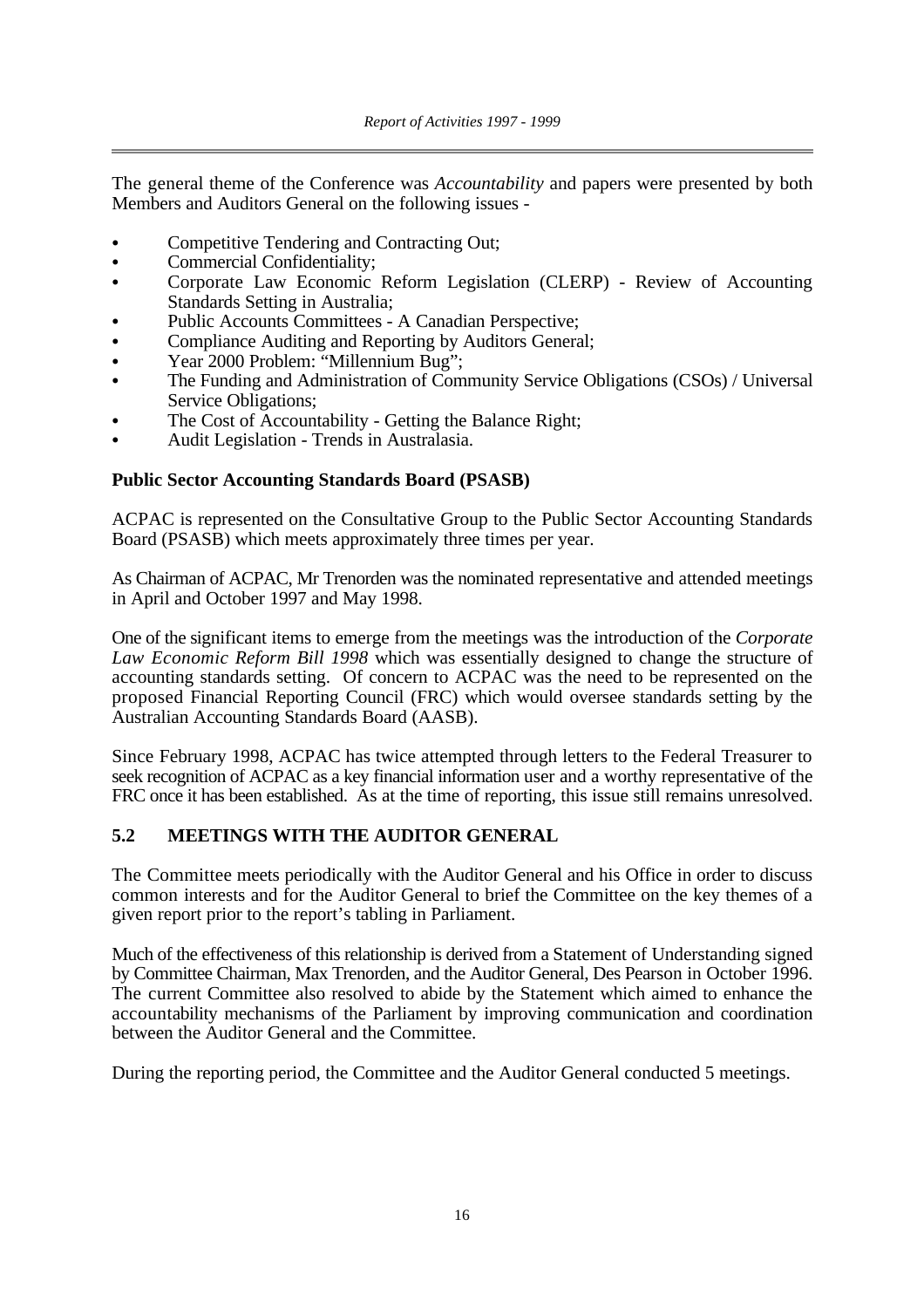The general theme of the Conference was *Accountability* and papers were presented by both Members and Auditors General on the following issues -

- Competitive Tendering and Contracting Out;
- Commercial Confidentiality;
- Corporate Law Economic Reform Legislation (CLERP) - Review of Accounting Standards Setting in Australia;
- Public Accounts Committees - A Canadian Perspective;
- Compliance Auditing and Reporting by Auditors General;
- Year 2000 Problem: "Millennium Bug";
- The Funding and Administration of Community Service Obligations (CSOs) / Universal Service Obligations;
- The Cost of Accountability - Getting the Balance Right;
- Audit Legislation - Trends in Australasia.

**Public Sector Accounting Standards Board (PSASB)**

ACPAC is represented on the Consultative Group to the Public Sector Accounting Standards Board (PSASB) which meets approximately three times per year.

As Chairman of ACPAC, Mr Trenorden was the nominated representative and attended meetings in April and October 1997 and May 1998.

One of the significant items to emerge from the meetings was the introduction of the *Corporate Law Economic Reform Bill 1998* which was essentially designed to change the structure of accounting standards setting. Of concern to ACPAC was the need to be represented on the proposed Financial Reporting Council (FRC) which would oversee standards setting by the Australian Accounting Standards Board (AASB).

Since February 1998, ACPAC has twice attempted through letters to the Federal Treasurer to seek recognition of ACPAC as a key financial information user and a worthy representative of the FRC once it has been established. As at the time of reporting, this issue still remains unresolved.

## 5.2 MEETINGS WITH THE AUDITOR GENERAL

The Committee meets periodically with the Auditor General and his Office in order to discuss common interests and for the Auditor General to brief the Committee on the key themes of a given report prior to the report's tabling in Parliament.

Much of the effectiveness of this relationship is derived from a Statement of Understanding signed by Committee Chairman, Max Trenorden, and the Auditor General, Des Pearson in October 1996. The current Committee also resolved to abide by the Statement which aimed to enhance the accountability mechanisms of the Parliament by improving communication and coordination between the Auditor General and the Committee.

During the reporting period, the Committee and the Auditor General conducted 5 meetings.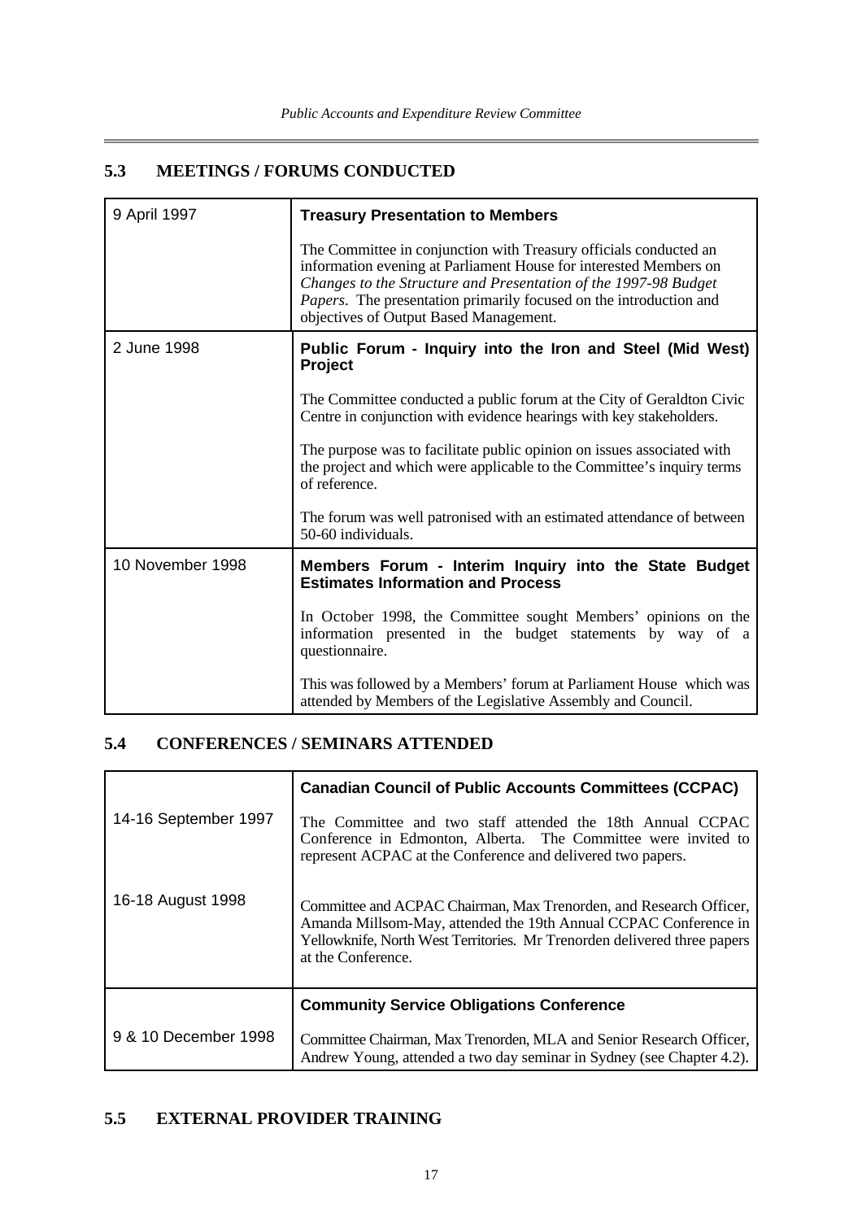## 5.3 MEETINGS / FORUMS CONDUCTED

| Date | Details |
|---|---|
| 9 April 1997 | **Treasury Presentation to Members**<br><br>The Committee in conjunction with Treasury officials conducted an information evening at Parliament House for interested Members on *Changes to the Structure and Presentation of the 1997-98 Budget Papers*. The presentation primarily focused on the introduction and objectives of Output Based Management. |
| 2 June 1998 | **Public Forum - Inquiry into the Iron and Steel (Mid West) Project**<br><br>The Committee conducted a public forum at the City of Geraldton Civic Centre in conjunction with evidence hearings with key stakeholders.<br><br>The purpose was to facilitate public opinion on issues associated with the project and which were applicable to the Committee's inquiry terms of reference.<br><br>The forum was well patronised with an estimated attendance of between 50-60 individuals. |
| 10 November 1998 | **Members Forum - Interim Inquiry into the State Budget Estimates Information and Process**<br><br>In October 1998, the Committee sought Members' opinions on the information presented in the budget statements by way of a questionnaire.<br><br>This was followed by a Members' forum at Parliament House which was attended by Members of the Legislative Assembly and Council. |

## 5.4 CONFERENCES / SEMINARS ATTENDED

| Date | Details |
|---|---|
| | **Canadian Council of Public Accounts Committees (CCPAC)** |
| 14-16 September 1997 | The Committee and two staff attended the 18th Annual CCPAC Conference in Edmonton, Alberta. The Committee were invited to represent ACPAC at the Conference and delivered two papers. |
| 16-18 August 1998 | Committee and ACPAC Chairman, Max Trenorden, and Research Officer, Amanda Millsom-May, attended the 19th Annual CCPAC Conference in Yellowknife, North West Territories. Mr Trenorden delivered three papers at the Conference. |
| | **Community Service Obligations Conference** |
| 9 & 10 December 1998 | Committee Chairman, Max Trenorden, MLA and Senior Research Officer, Andrew Young, attended a two day seminar in Sydney (see Chapter 4.2). |

## 5.5 EXTERNAL PROVIDER TRAINING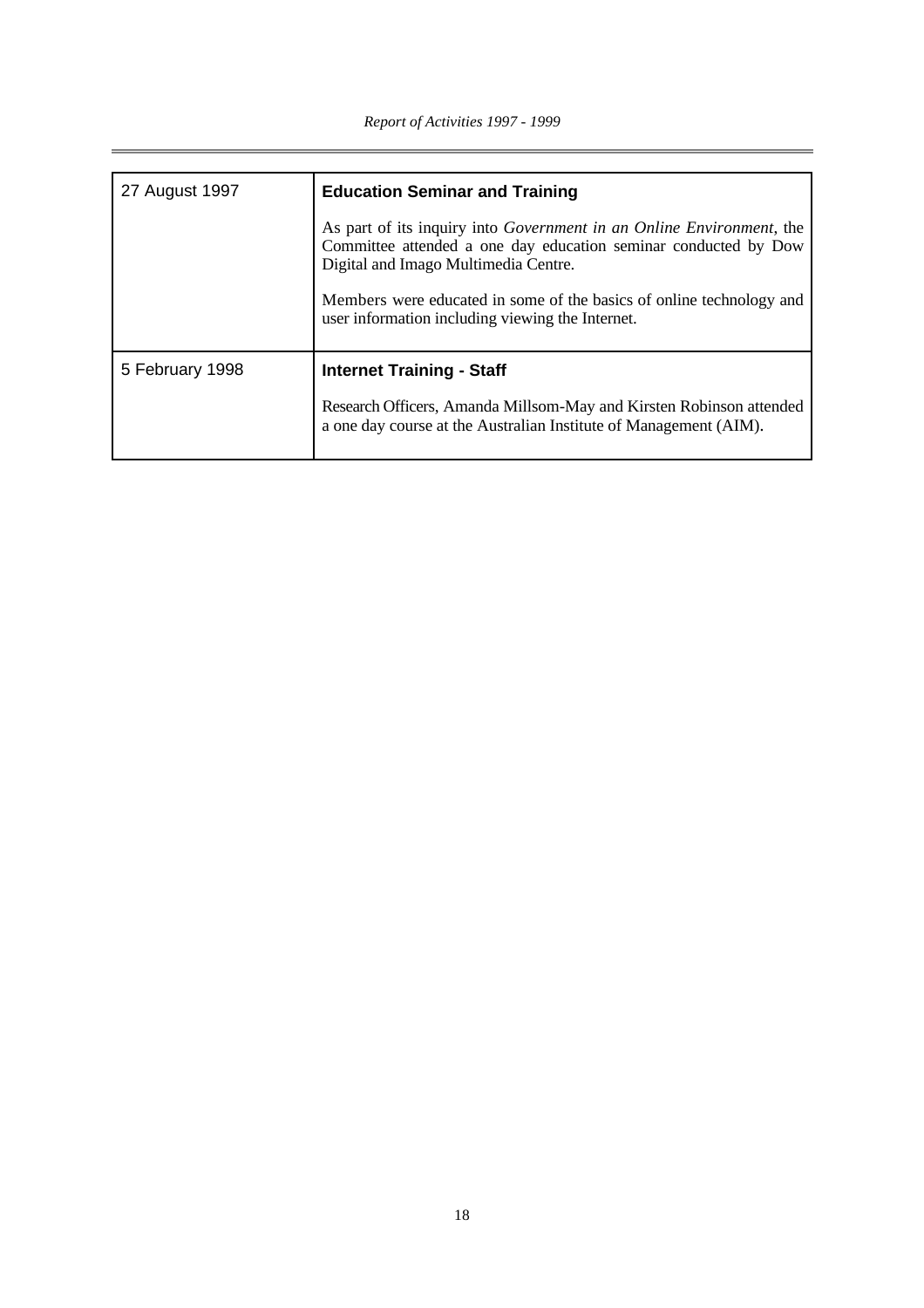| 27 August 1997 | **Education Seminar and Training**<br><br>As part of its inquiry into *Government in an Online Environment*, the Committee attended a one day education seminar conducted by Dow Digital and Imago Multimedia Centre.<br><br>Members were educated in some of the basics of online technology and user information including viewing the Internet. |
|---|---|
| 5 February 1998 | **Internet Training - Staff**<br><br>Research Officers, Amanda Millsom-May and Kirsten Robinson attended a one day course at the Australian Institute of Management (AIM). |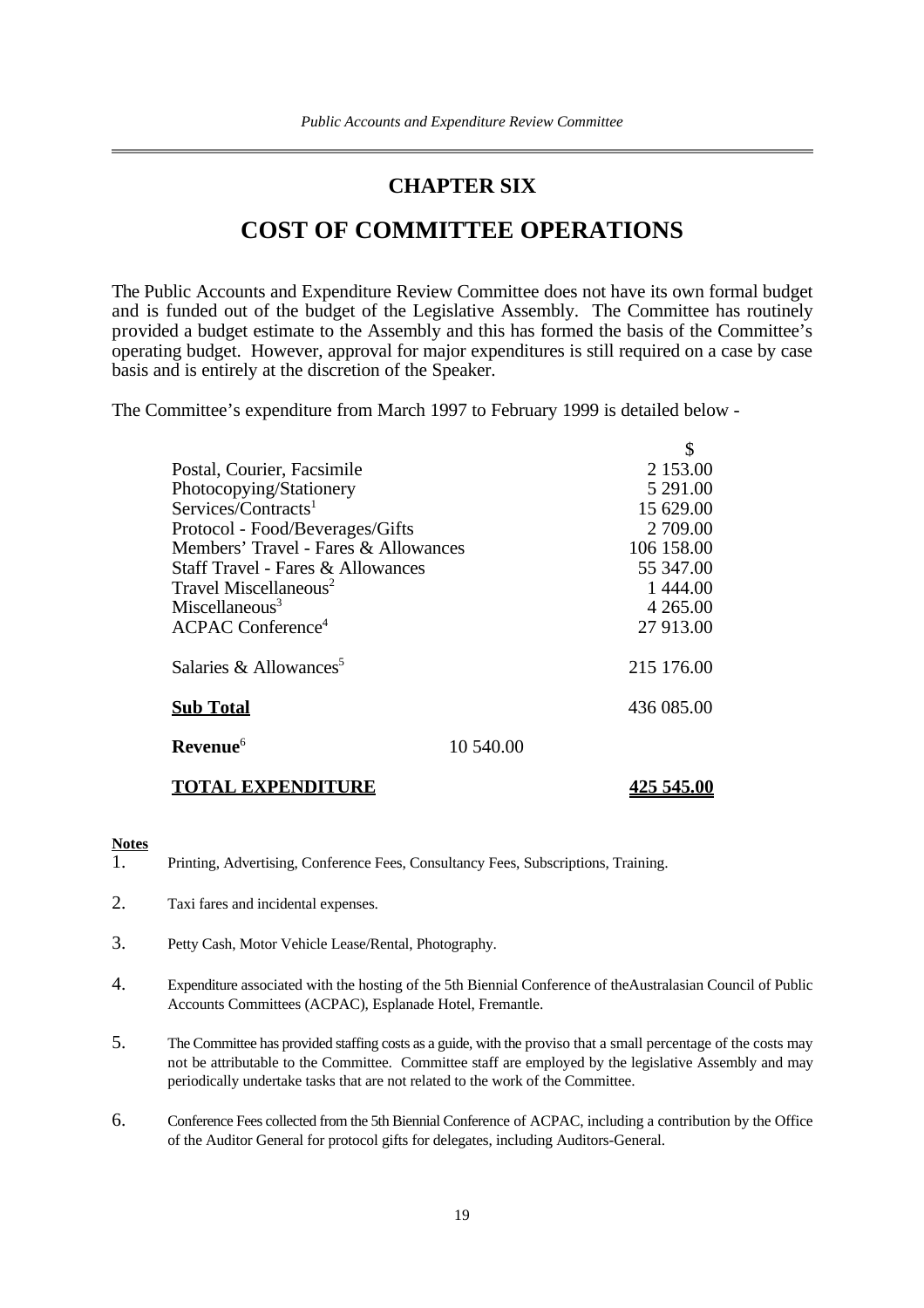# CHAPTER SIX

# COST OF COMMITTEE OPERATIONS

The Public Accounts and Expenditure Review Committee does not have its own formal budget and is funded out of the budget of the Legislative Assembly. The Committee has routinely provided a budget estimate to the Assembly and this has formed the basis of the Committee's operating budget. However, approval for major expenditures is still required on a case by case basis and is entirely at the discretion of the Speaker.

The Committee's expenditure from March 1997 to February 1999 is detailed below -

| | | $ |
|---|---|---|
| Postal, Courier, Facsimile | | 2 153.00 |
| Photocopying/Stationery | | 5 291.00 |
| Services/Contracts[1] | | 15 629.00 |
| Protocol - Food/Beverages/Gifts | | 2 709.00 |
| Members' Travel - Fares & Allowances | | 106 158.00 |
| Staff Travel - Fares & Allowances | | 55 347.00 |
| Travel Miscellaneous[2] | | 1 444.00 |
| Miscellaneous[3] | | 4 265.00 |
| ACPAC Conference[4] | | 27 913.00 |
| Salaries & Allowances[5] | | 215 176.00 |
| **Sub Total** | | 436 085.00 |
| **Revenue**[6] | 10 540.00 | |
| **TOTAL EXPENDITURE** | | **425 545.00** |

**Notes**

1. Printing, Advertising, Conference Fees, Consultancy Fees, Subscriptions, Training.
2. Taxi fares and incidental expenses.
3. Petty Cash, Motor Vehicle Lease/Rental, Photography.
4. Expenditure associated with the hosting of the 5th Biennial Conference of theAustralasian Council of Public Accounts Committees (ACPAC), Esplanade Hotel, Fremantle.
5. The Committee has provided staffing costs as a guide, with the proviso that a small percentage of the costs may not be attributable to the Committee. Committee staff are employed by the legislative Assembly and may periodically undertake tasks that are not related to the work of the Committee.
6. Conference Fees collected from the 5th Biennial Conference of ACPAC, including a contribution by the Office of the Auditor General for protocol gifts for delegates, including Auditors-General.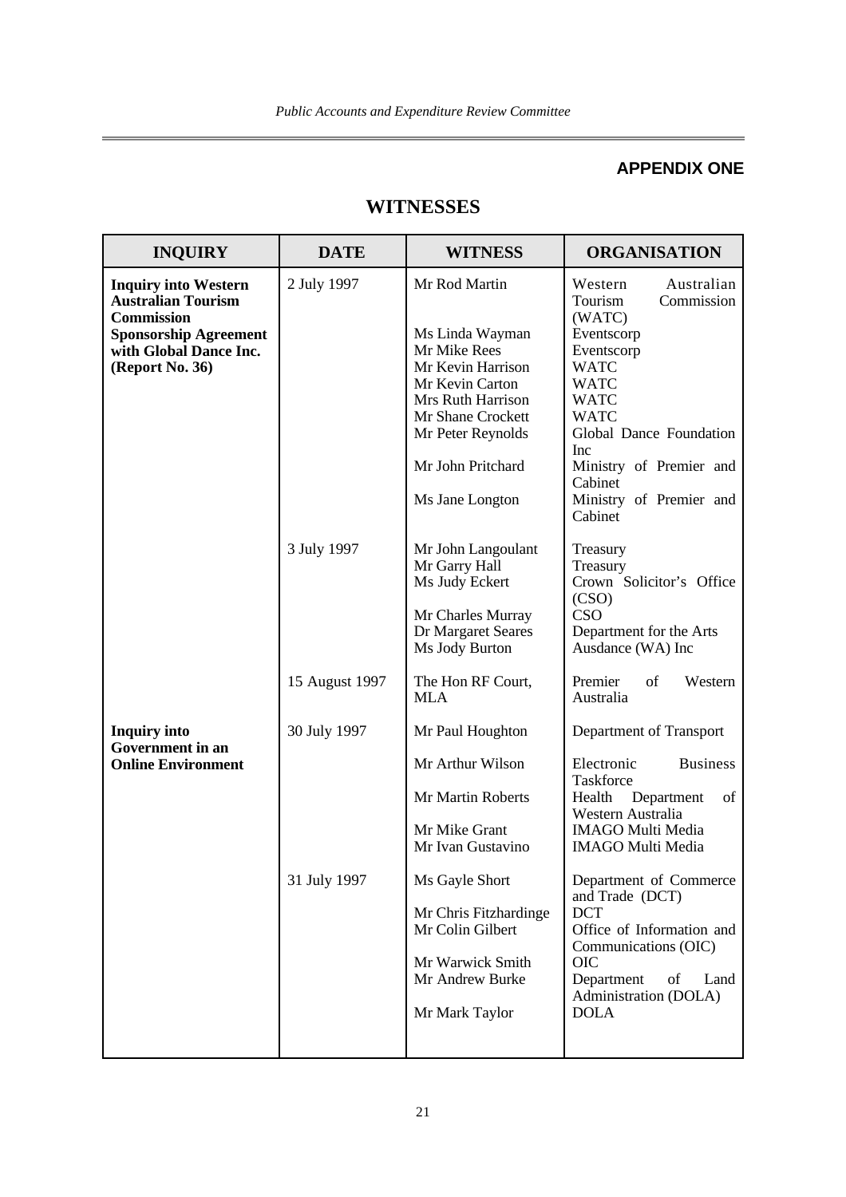## APPENDIX ONE

# WITNESSES

| INQUIRY | DATE | WITNESS | ORGANISATION |
|---|---|---|---|
| **Inquiry into Western Australian Tourism Commission Sponsorship Agreement with Global Dance Inc. (Report No. 36)** | 2 July 1997 | Mr Rod Martin | Western Australian Tourism Commission (WATC) |
| | | Ms Linda Wayman | Eventscorp |
| | | Mr Mike Rees | Eventscorp |
| | | Mr Kevin Harrison | WATC |
| | | Mr Kevin Carton | WATC |
| | | Mrs Ruth Harrison | WATC |
| | | Mr Shane Crockett | WATC |
| | | Mr Peter Reynolds | Global Dance Foundation Inc |
| | | Mr John Pritchard | Ministry of Premier and Cabinet |
| | | Ms Jane Longton | Ministry of Premier and Cabinet |
| | 3 July 1997 | Mr John Langoulant | Treasury |
| | | Mr Garry Hall | Treasury |
| | | Ms Judy Eckert | Crown Solicitor's Office (CSO) |
| | | Mr Charles Murray | CSO |
| | | Dr Margaret Seares | Department for the Arts |
| | | Ms Jody Burton | Ausdance (WA) Inc |
| | 15 August 1997 | The Hon RF Court, MLA | Premier of Western Australia |
| **Inquiry into Government in an Online Environment** | 30 July 1997 | Mr Paul Houghton | Department of Transport |
| | | Mr Arthur Wilson | Electronic Business Taskforce |
| | | Mr Martin Roberts | Health Department of Western Australia |
| | | Mr Mike Grant | IMAGO Multi Media |
| | | Mr Ivan Gustavino | IMAGO Multi Media |
| | 31 July 1997 | Ms Gayle Short | Department of Commerce and Trade (DCT) |
| | | Mr Chris Fitzhardinge | DCT |
| | | Mr Colin Gilbert | Office of Information and Communications (OIC) |
| | | Mr Warwick Smith | OIC |
| | | Mr Andrew Burke | Department of Land Administration (DOLA) |
| | | Mr Mark Taylor | DOLA |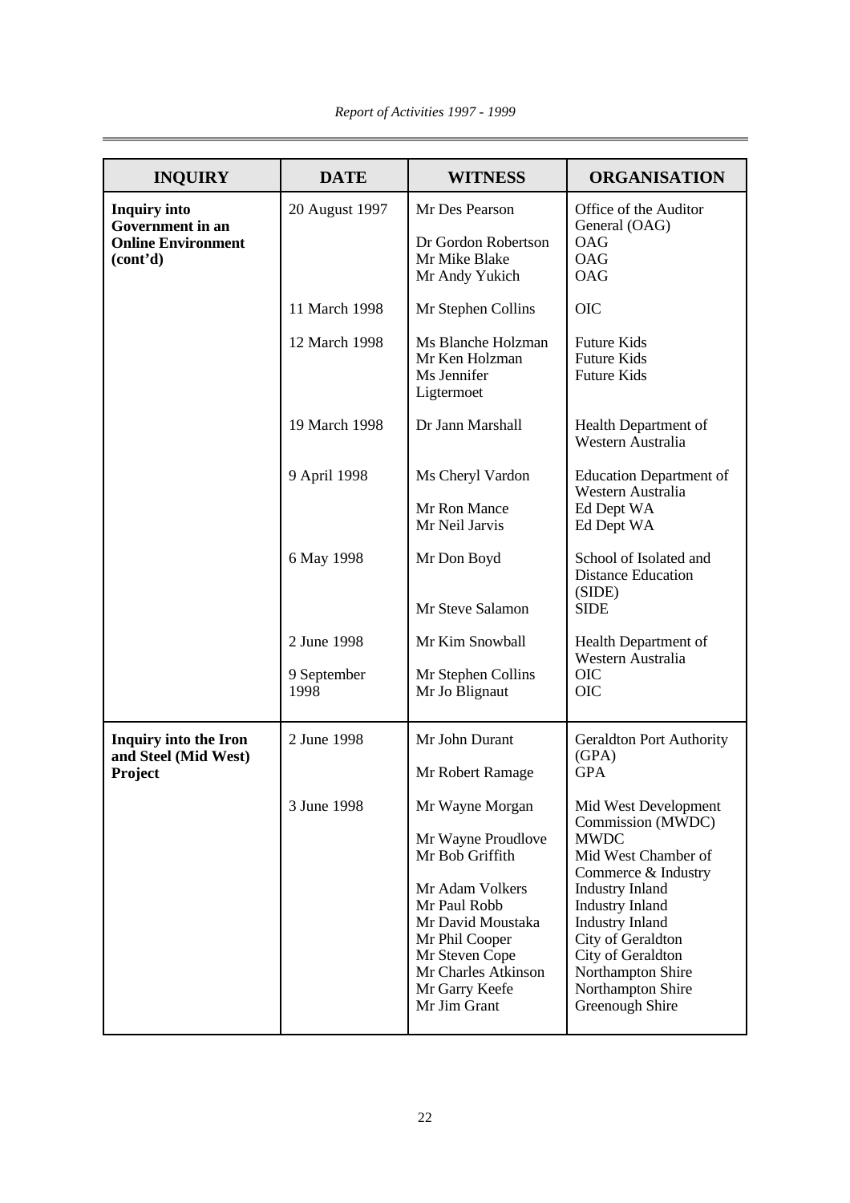| INQUIRY | DATE | WITNESS | ORGANISATION |
|---|---|---|---|
| **Inquiry into Government in an Online Environment (cont'd)** | 20 August 1997 | Mr Des Pearson | Office of the Auditor General (OAG) |
| | | Dr Gordon Robertson | OAG |
| | | Mr Mike Blake | OAG |
| | | Mr Andy Yukich | OAG |
| | 11 March 1998 | Mr Stephen Collins | OIC |
| | 12 March 1998 | Ms Blanche Holzman | Future Kids |
| | | Mr Ken Holzman | Future Kids |
| | | Ms Jennifer Ligtermoet | Future Kids |
| | 19 March 1998 | Dr Jann Marshall | Health Department of Western Australia |
| | 9 April 1998 | Ms Cheryl Vardon | Education Department of Western Australia |
| | | Mr Ron Mance | Ed Dept WA |
| | | Mr Neil Jarvis | Ed Dept WA |
| | 6 May 1998 | Mr Don Boyd | School of Isolated and Distance Education (SIDE) |
| | | Mr Steve Salamon | SIDE |
| | 2 June 1998 | Mr Kim Snowball | Health Department of Western Australia |
| | 9 September 1998 | Mr Stephen Collins | OIC |
| | | Mr Jo Blignaut | OIC |
| **Inquiry into the Iron and Steel (Mid West) Project** | 2 June 1998 | Mr John Durant | Geraldton Port Authority (GPA) |
| | | Mr Robert Ramage | GPA |
| | 3 June 1998 | Mr Wayne Morgan | Mid West Development Commission (MWDC) |
| | | Mr Wayne Proudlove | MWDC |
| | | Mr Bob Griffith | Mid West Chamber of Commerce & Industry |
| | | Mr Adam Volkers | Industry Inland |
| | | Mr Paul Robb | Industry Inland |
| | | Mr David Moustaka | Industry Inland |
| | | Mr Phil Cooper | City of Geraldton |
| | | Mr Steven Cope | City of Geraldton |
| | | Mr Charles Atkinson | Northampton Shire |
| | | Mr Garry Keefe | Northampton Shire |
| | | Mr Jim Grant | Greenough Shire |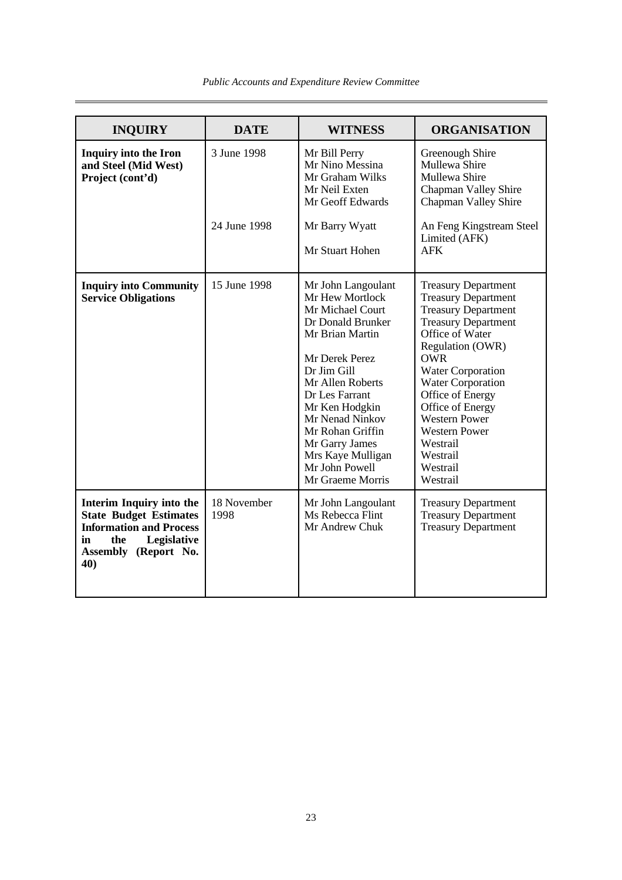| INQUIRY | DATE | WITNESS | ORGANISATION |
|---|---|---|---|
| **Inquiry into the Iron and Steel (Mid West) Project (cont'd)** | 3 June 1998 | Mr Bill Perry<br>Mr Nino Messina<br>Mr Graham Wilks<br>Mr Neil Exten<br>Mr Geoff Edwards | Greenough Shire<br>Mullewa Shire<br>Mullewa Shire<br>Chapman Valley Shire<br>Chapman Valley Shire |
| | 24 June 1998 | Mr Barry Wyatt<br><br>Mr Stuart Hohen | An Feng Kingstream Steel Limited (AFK)<br>AFK |
| **Inquiry into Community Service Obligations** | 15 June 1998 | Mr John Langoulant<br>Mr Hew Mortlock<br>Mr Michael Court<br>Dr Donald Brunker<br>Mr Brian Martin<br><br>Mr Derek Perez<br>Dr Jim Gill<br>Mr Allen Roberts<br>Dr Les Farrant<br>Mr Ken Hodgkin<br>Mr Nenad Ninkov<br>Mr Rohan Griffin<br>Mr Garry James<br>Mrs Kaye Mulligan<br>Mr John Powell<br>Mr Graeme Morris | Treasury Department<br>Treasury Department<br>Treasury Department<br>Treasury Department<br>Office of Water Regulation (OWR)<br>OWR<br>Water Corporation<br>Water Corporation<br>Office of Energy<br>Office of Energy<br>Western Power<br>Western Power<br>Westrail<br>Westrail<br>Westrail<br>Westrail |
| **Interim Inquiry into the State Budget Estimates Information and Process in the Legislative Assembly (Report No. 40)** | 18 November 1998 | Mr John Langoulant<br>Ms Rebecca Flint<br>Mr Andrew Chuk | Treasury Department<br>Treasury Department<br>Treasury Department |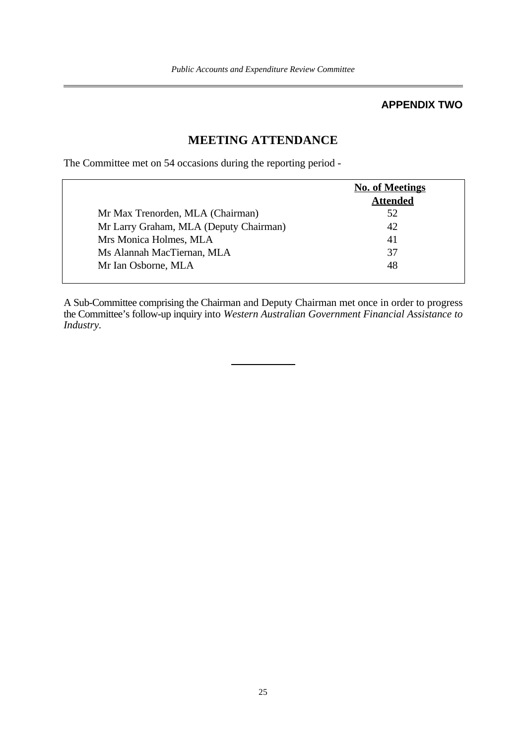## APPENDIX TWO

# MEETING ATTENDANCE

The Committee met on 54 occasions during the reporting period -

| | **No. of Meetings Attended** |
|---|---|
| Mr Max Trenorden, MLA (Chairman) | 52 |
| Mr Larry Graham, MLA (Deputy Chairman) | 42 |
| Mrs Monica Holmes, MLA | 41 |
| Ms Alannah MacTiernan, MLA | 37 |
| Mr Ian Osborne, MLA | 48 |

A Sub-Committee comprising the Chairman and Deputy Chairman met once in order to progress the Committee's follow-up inquiry into *Western Australian Government Financial Assistance to Industry*.